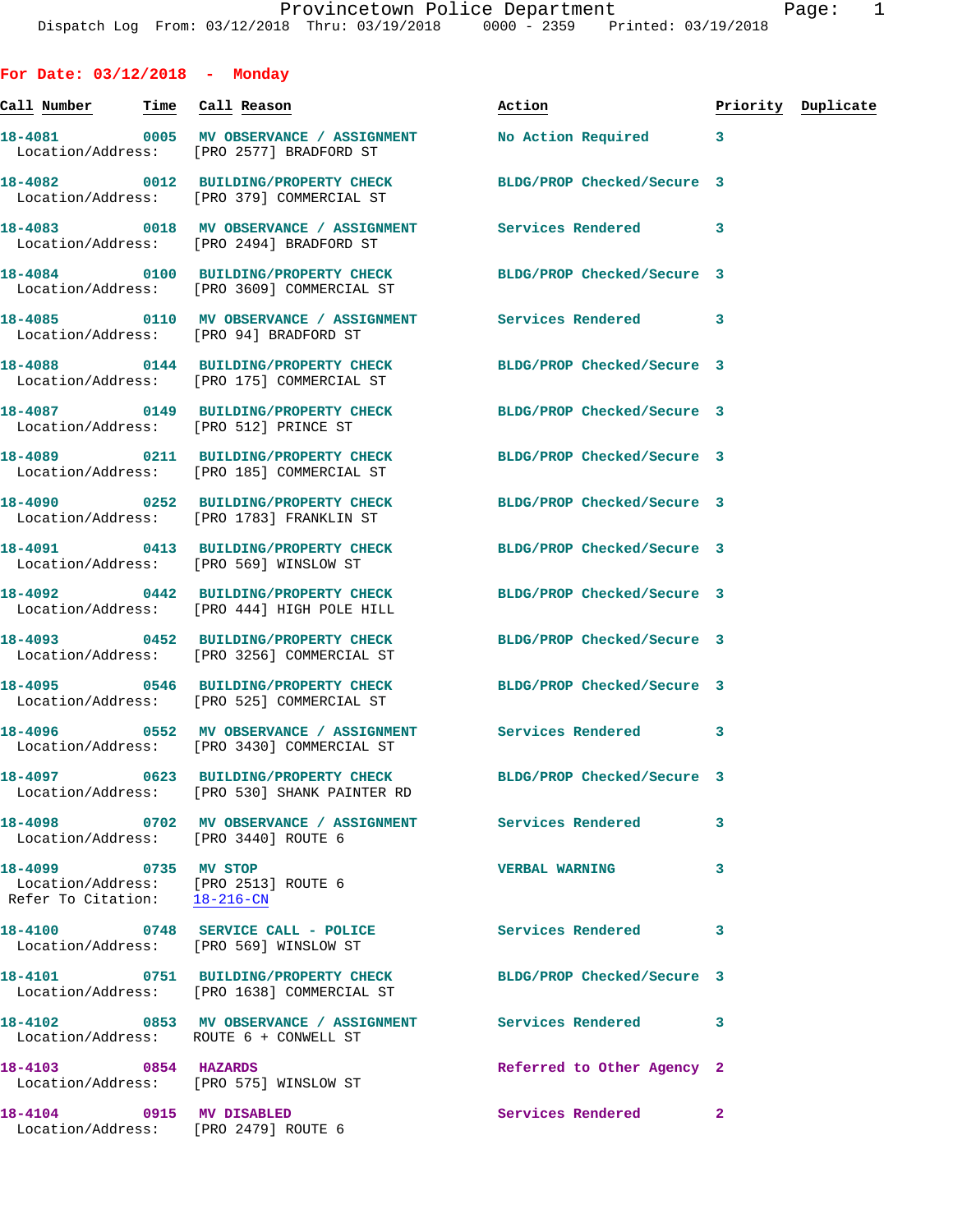# Provincetown Police Department

Dispatch Log From: 03/12/2018 Thru: 03/19/2018 0000 - 2359 Printed: 03/19/2018

## For Date: 03/12/2018 - Monday

| Call Number | Time | Call Reason | Action | Priority | Duplicate |
|---|---|---|---|---|---|
| 18-4081 | 0005 | MV OBSERVANCE / ASSIGNMENT | No Action Required | 3 | |
| Location/Address: | | [PRO 2577] BRADFORD ST | | | |
| 18-4082 | 0012 | BUILDING/PROPERTY CHECK | BLDG/PROP Checked/Secure | 3 | |
| Location/Address: | | [PRO 379] COMMERCIAL ST | | | |
| 18-4083 | 0018 | MV OBSERVANCE / ASSIGNMENT | Services Rendered | 3 | |
| Location/Address: | | [PRO 2494] BRADFORD ST | | | |
| 18-4084 | 0100 | BUILDING/PROPERTY CHECK | BLDG/PROP Checked/Secure | 3 | |
| Location/Address: | | [PRO 3609] COMMERCIAL ST | | | |
| 18-4085 | 0110 | MV OBSERVANCE / ASSIGNMENT | Services Rendered | 3 | |
| Location/Address: | | [PRO 94] BRADFORD ST | | | |
| 18-4088 | 0144 | BUILDING/PROPERTY CHECK | BLDG/PROP Checked/Secure | 3 | |
| Location/Address: | | [PRO 175] COMMERCIAL ST | | | |
| 18-4087 | 0149 | BUILDING/PROPERTY CHECK | BLDG/PROP Checked/Secure | 3 | |
| Location/Address: | | [PRO 512] PRINCE ST | | | |
| 18-4089 | 0211 | BUILDING/PROPERTY CHECK | BLDG/PROP Checked/Secure | 3 | |
| Location/Address: | | [PRO 185] COMMERCIAL ST | | | |
| 18-4090 | 0252 | BUILDING/PROPERTY CHECK | BLDG/PROP Checked/Secure | 3 | |
| Location/Address: | | [PRO 1783] FRANKLIN ST | | | |
| 18-4091 | 0413 | BUILDING/PROPERTY CHECK | BLDG/PROP Checked/Secure | 3 | |
| Location/Address: | | [PRO 569] WINSLOW ST | | | |
| 18-4092 | 0442 | BUILDING/PROPERTY CHECK | BLDG/PROP Checked/Secure | 3 | |
| Location/Address: | | [PRO 444] HIGH POLE HILL | | | |
| 18-4093 | 0452 | BUILDING/PROPERTY CHECK | BLDG/PROP Checked/Secure | 3 | |
| Location/Address: | | [PRO 3256] COMMERCIAL ST | | | |
| 18-4095 | 0546 | BUILDING/PROPERTY CHECK | BLDG/PROP Checked/Secure | 3 | |
| Location/Address: | | [PRO 525] COMMERCIAL ST | | | |
| 18-4096 | 0552 | MV OBSERVANCE / ASSIGNMENT | Services Rendered | 3 | |
| Location/Address: | | [PRO 3430] COMMERCIAL ST | | | |
| 18-4097 | 0623 | BUILDING/PROPERTY CHECK | BLDG/PROP Checked/Secure | 3 | |
| Location/Address: | | [PRO 530] SHANK PAINTER RD | | | |
| 18-4098 | 0702 | MV OBSERVANCE / ASSIGNMENT | Services Rendered | 3 | |
| Location/Address: | | [PRO 3440] ROUTE 6 | | | |
| 18-4099 | 0735 | MV STOP | VERBAL WARNING | 3 | |
| Location/Address: | | [PRO 2513] ROUTE 6 | | | |
| Refer To Citation: | | 18-216-CN | | | |
| 18-4100 | 0748 | SERVICE CALL - POLICE | Services Rendered | 3 | |
| Location/Address: | | [PRO 569] WINSLOW ST | | | |
| 18-4101 | 0751 | BUILDING/PROPERTY CHECK | BLDG/PROP Checked/Secure | 3 | |
| Location/Address: | | [PRO 1638] COMMERCIAL ST | | | |
| 18-4102 | 0853 | MV OBSERVANCE / ASSIGNMENT | Services Rendered | 3 | |
| Location/Address: | | ROUTE 6 + CONWELL ST | | | |
| 18-4103 | 0854 | HAZARDS | Referred to Other Agency | 2 | |
| Location/Address: | | [PRO 575] WINSLOW ST | | | |
| 18-4104 | 0915 | MV DISABLED | Services Rendered | 2 | |
| Location/Address: | | [PRO 2479] ROUTE 6 | | | |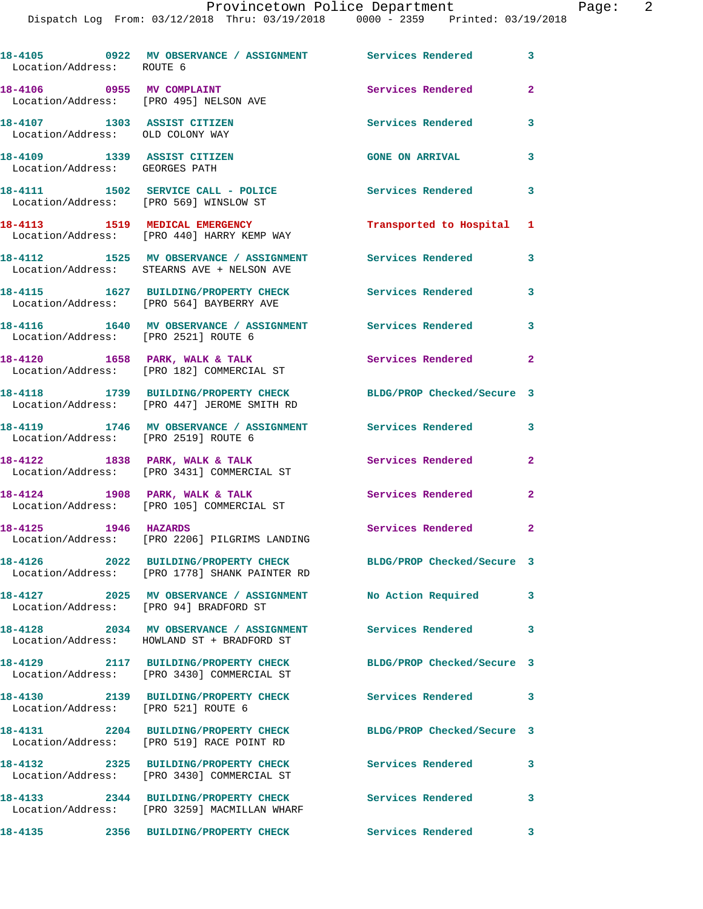18-4105 0922 MV OBSERVANCE / ASSIGNMENT Services Rendered 3
Location/Address: ROUTE 6

18-4106 0955 MV COMPLAINT Services Rendered 2
Location/Address: [PRO 495] NELSON AVE

18-4107 1303 ASSIST CITIZEN Services Rendered 3
Location/Address: OLD COLONY WAY

18-4109 1339 ASSIST CITIZEN GONE ON ARRIVAL 3
Location/Address: GEORGES PATH

18-4111 1502 SERVICE CALL - POLICE Services Rendered 3
Location/Address: [PRO 569] WINSLOW ST

18-4113 1519 MEDICAL EMERGENCY Transported to Hospital 1
Location/Address: [PRO 440] HARRY KEMP WAY

18-4112 1525 MV OBSERVANCE / ASSIGNMENT Services Rendered 3
Location/Address: STEARNS AVE + NELSON AVE

18-4115 1627 BUILDING/PROPERTY CHECK Services Rendered 3
Location/Address: [PRO 564] BAYBERRY AVE

18-4116 1640 MV OBSERVANCE / ASSIGNMENT Services Rendered 3
Location/Address: [PRO 2521] ROUTE 6

18-4120 1658 PARK, WALK & TALK Services Rendered 2
Location/Address: [PRO 182] COMMERCIAL ST

18-4118 1739 BUILDING/PROPERTY CHECK BLDG/PROP Checked/Secure 3
Location/Address: [PRO 447] JEROME SMITH RD

18-4119 1746 MV OBSERVANCE / ASSIGNMENT Services Rendered 3
Location/Address: [PRO 2519] ROUTE 6

18-4122 1838 PARK, WALK & TALK Services Rendered 2
Location/Address: [PRO 3431] COMMERCIAL ST

18-4124 1908 PARK, WALK & TALK Services Rendered 2
Location/Address: [PRO 105] COMMERCIAL ST

18-4125 1946 HAZARDS Services Rendered 2
Location/Address: [PRO 2206] PILGRIMS LANDING

18-4126 2022 BUILDING/PROPERTY CHECK BLDG/PROP Checked/Secure 3
Location/Address: [PRO 1778] SHANK PAINTER RD

18-4127 2025 MV OBSERVANCE / ASSIGNMENT No Action Required 3
Location/Address: [PRO 94] BRADFORD ST

18-4128 2034 MV OBSERVANCE / ASSIGNMENT Services Rendered 3
Location/Address: HOWLAND ST + BRADFORD ST

18-4129 2117 BUILDING/PROPERTY CHECK BLDG/PROP Checked/Secure 3
Location/Address: [PRO 3430] COMMERCIAL ST

18-4130 2139 BUILDING/PROPERTY CHECK Services Rendered 3
Location/Address: [PRO 521] ROUTE 6

18-4131 2204 BUILDING/PROPERTY CHECK BLDG/PROP Checked/Secure 3
Location/Address: [PRO 519] RACE POINT RD

18-4132 2325 BUILDING/PROPERTY CHECK Services Rendered 3
Location/Address: [PRO 3430] COMMERCIAL ST

18-4133 2344 BUILDING/PROPERTY CHECK Services Rendered 3
Location/Address: [PRO 3259] MACMILLAN WHARF

18-4135 2356 BUILDING/PROPERTY CHECK Services Rendered 3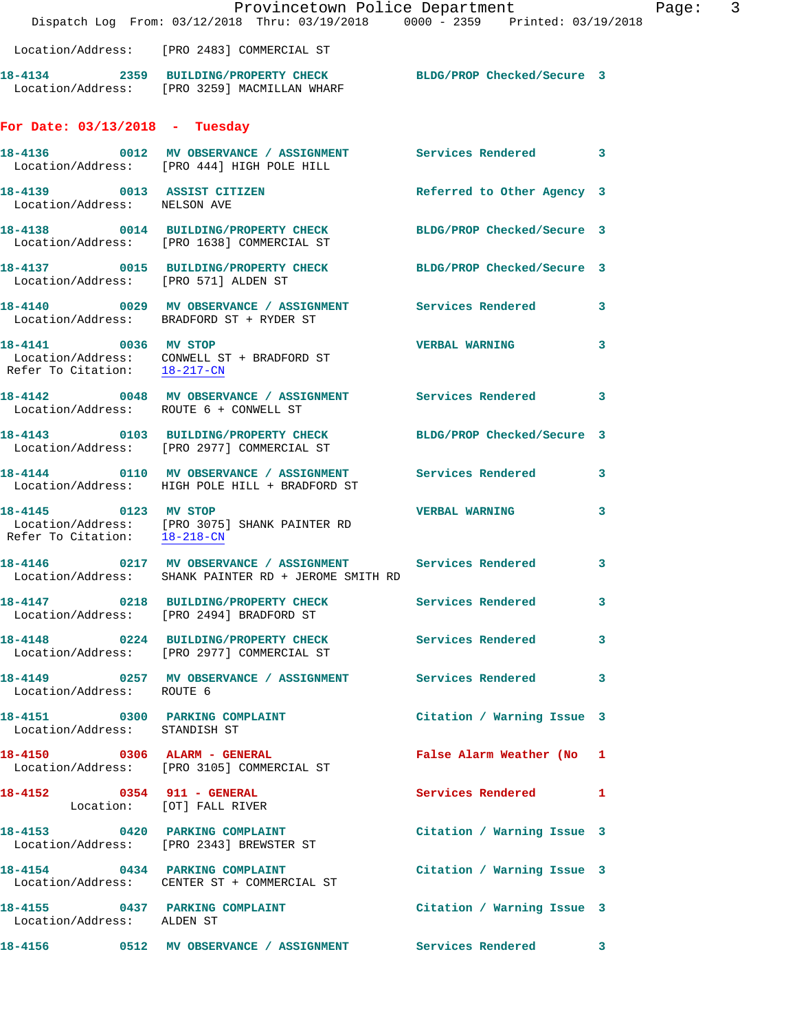Location/Address: [PRO 2483] COMMERCIAL ST

**18-4134 2359 BUILDING/PROPERTY CHECK BLDG/PROP Checked/Secure 3**
Location/Address: [PRO 3259] MACMILLAN WHARF

## For Date: 03/13/2018 - Tuesday

**18-4136 0012 MV OBSERVANCE / ASSIGNMENT Services Rendered 3**
Location/Address: [PRO 444] HIGH POLE HILL

**18-4139 0013 ASSIST CITIZEN Referred to Other Agency 3**
Location/Address: NELSON AVE

**18-4138 0014 BUILDING/PROPERTY CHECK BLDG/PROP Checked/Secure 3**
Location/Address: [PRO 1638] COMMERCIAL ST

**18-4137 0015 BUILDING/PROPERTY CHECK BLDG/PROP Checked/Secure 3**
Location/Address: [PRO 571] ALDEN ST

**18-4140 0029 MV OBSERVANCE / ASSIGNMENT Services Rendered 3**
Location/Address: BRADFORD ST + RYDER ST

**18-4141 0036 MV STOP VERBAL WARNING 3**
Location/Address: CONWELL ST + BRADFORD ST
Refer To Citation: 18-217-CN

**18-4142 0048 MV OBSERVANCE / ASSIGNMENT Services Rendered 3**
Location/Address: ROUTE 6 + CONWELL ST

**18-4143 0103 BUILDING/PROPERTY CHECK BLDG/PROP Checked/Secure 3**
Location/Address: [PRO 2977] COMMERCIAL ST

**18-4144 0110 MV OBSERVANCE / ASSIGNMENT Services Rendered 3**
Location/Address: HIGH POLE HILL + BRADFORD ST

**18-4145 0123 MV STOP VERBAL WARNING 3**
Location/Address: [PRO 3075] SHANK PAINTER RD
Refer To Citation: 18-218-CN

**18-4146 0217 MV OBSERVANCE / ASSIGNMENT Services Rendered 3**
Location/Address: SHANK PAINTER RD + JEROME SMITH RD

**18-4147 0218 BUILDING/PROPERTY CHECK Services Rendered 3**
Location/Address: [PRO 2494] BRADFORD ST

**18-4148 0224 BUILDING/PROPERTY CHECK Services Rendered 3**
Location/Address: [PRO 2977] COMMERCIAL ST

**18-4149 0257 MV OBSERVANCE / ASSIGNMENT Services Rendered 3**
Location/Address: ROUTE 6

**18-4151 0300 PARKING COMPLAINT Citation / Warning Issue 3**
Location/Address: STANDISH ST

**18-4150 0306 ALARM - GENERAL False Alarm Weather (No 1**
Location/Address: [PRO 3105] COMMERCIAL ST

**18-4152 0354 911 - GENERAL Services Rendered 1**
Location: [OT] FALL RIVER

**18-4153 0420 PARKING COMPLAINT Citation / Warning Issue 3**
Location/Address: [PRO 2343] BREWSTER ST

**18-4154 0434 PARKING COMPLAINT Citation / Warning Issue 3**
Location/Address: CENTER ST + COMMERCIAL ST

**18-4155 0437 PARKING COMPLAINT Citation / Warning Issue 3**
Location/Address: ALDEN ST

**18-4156 0512 MV OBSERVANCE / ASSIGNMENT Services Rendered 3**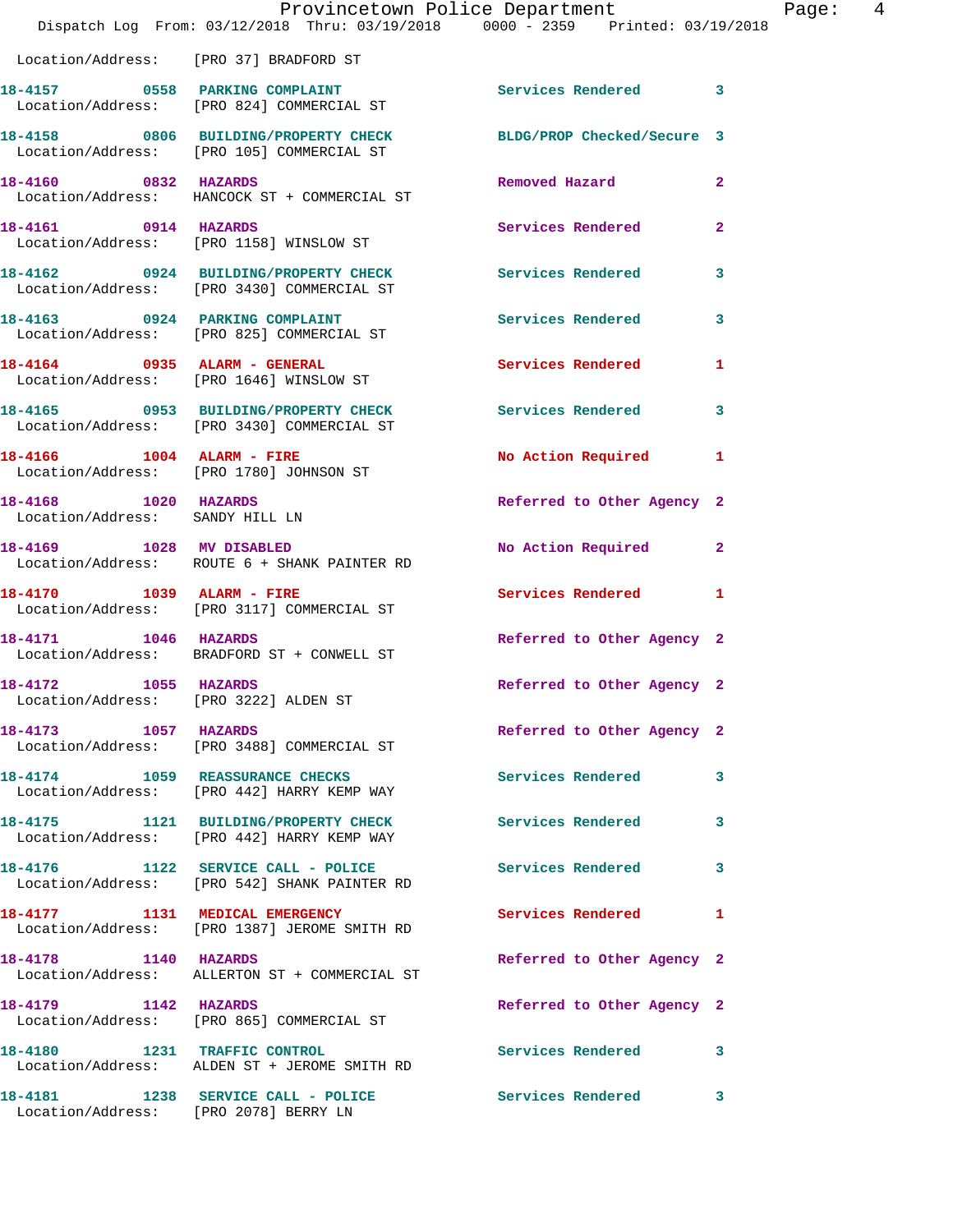Location/Address: [PRO 37] BRADFORD ST

18-4157 0558 PARKING COMPLAINT Services Rendered 3
Location/Address: [PRO 824] COMMERCIAL ST

18-4158 0806 BUILDING/PROPERTY CHECK BLDG/PROP Checked/Secure 3
Location/Address: [PRO 105] COMMERCIAL ST

18-4160 0832 HAZARDS Removed Hazard 2
Location/Address: HANCOCK ST + COMMERCIAL ST

18-4161 0914 HAZARDS Services Rendered 2
Location/Address: [PRO 1158] WINSLOW ST

18-4162 0924 BUILDING/PROPERTY CHECK Services Rendered 3
Location/Address: [PRO 3430] COMMERCIAL ST

18-4163 0924 PARKING COMPLAINT Services Rendered 3
Location/Address: [PRO 825] COMMERCIAL ST

18-4164 0935 ALARM - GENERAL Services Rendered 1
Location/Address: [PRO 1646] WINSLOW ST

18-4165 0953 BUILDING/PROPERTY CHECK Services Rendered 3
Location/Address: [PRO 3430] COMMERCIAL ST

18-4166 1004 ALARM - FIRE No Action Required 1
Location/Address: [PRO 1780] JOHNSON ST

18-4168 1020 HAZARDS Referred to Other Agency 2
Location/Address: SANDY HILL LN

18-4169 1028 MV DISABLED No Action Required 2
Location/Address: ROUTE 6 + SHANK PAINTER RD

18-4170 1039 ALARM - FIRE Services Rendered 1
Location/Address: [PRO 3117] COMMERCIAL ST

18-4171 1046 HAZARDS Referred to Other Agency 2
Location/Address: BRADFORD ST + CONWELL ST

18-4172 1055 HAZARDS Referred to Other Agency 2
Location/Address: [PRO 3222] ALDEN ST

18-4173 1057 HAZARDS Referred to Other Agency 2
Location/Address: [PRO 3488] COMMERCIAL ST

18-4174 1059 REASSURANCE CHECKS Services Rendered 3
Location/Address: [PRO 442] HARRY KEMP WAY

18-4175 1121 BUILDING/PROPERTY CHECK Services Rendered 3
Location/Address: [PRO 442] HARRY KEMP WAY

18-4176 1122 SERVICE CALL - POLICE Services Rendered 3
Location/Address: [PRO 542] SHANK PAINTER RD

18-4177 1131 MEDICAL EMERGENCY Services Rendered 1
Location/Address: [PRO 1387] JEROME SMITH RD

18-4178 1140 HAZARDS Referred to Other Agency 2
Location/Address: ALLERTON ST + COMMERCIAL ST

18-4179 1142 HAZARDS Referred to Other Agency 2
Location/Address: [PRO 865] COMMERCIAL ST

18-4180 1231 TRAFFIC CONTROL Services Rendered 3
Location/Address: ALDEN ST + JEROME SMITH RD

18-4181 1238 SERVICE CALL - POLICE Services Rendered 3
Location/Address: [PRO 2078] BERRY LN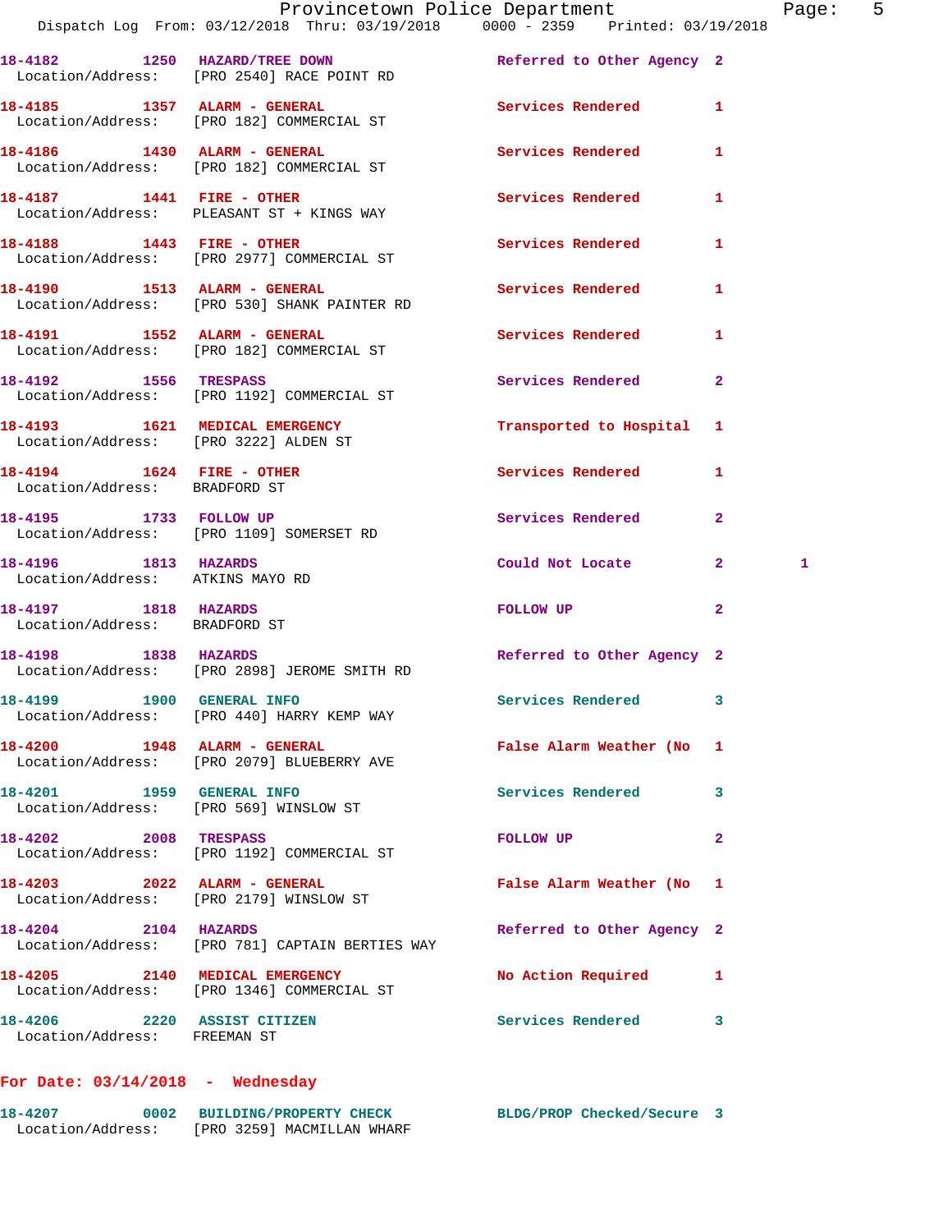18-4182 1250 HAZARD/TREE DOWN Referred to Other Agency 2
Location/Address: [PRO 2540] RACE POINT RD

18-4185 1357 ALARM - GENERAL Services Rendered 1
Location/Address: [PRO 182] COMMERCIAL ST

18-4186 1430 ALARM - GENERAL Services Rendered 1
Location/Address: [PRO 182] COMMERCIAL ST

18-4187 1441 FIRE - OTHER Services Rendered 1
Location/Address: PLEASANT ST + KINGS WAY

18-4188 1443 FIRE - OTHER Services Rendered 1
Location/Address: [PRO 2977] COMMERCIAL ST

18-4190 1513 ALARM - GENERAL Services Rendered 1
Location/Address: [PRO 530] SHANK PAINTER RD

18-4191 1552 ALARM - GENERAL Services Rendered 1
Location/Address: [PRO 182] COMMERCIAL ST

18-4192 1556 TRESPASS Services Rendered 2
Location/Address: [PRO 1192] COMMERCIAL ST

18-4193 1621 MEDICAL EMERGENCY Transported to Hospital 1
Location/Address: [PRO 3222] ALDEN ST

18-4194 1624 FIRE - OTHER Services Rendered 1
Location/Address: BRADFORD ST

18-4195 1733 FOLLOW UP Services Rendered 2
Location/Address: [PRO 1109] SOMERSET RD

18-4196 1813 HAZARDS Could Not Locate 2 1
Location/Address: ATKINS MAYO RD

18-4197 1818 HAZARDS FOLLOW UP 2
Location/Address: BRADFORD ST

18-4198 1838 HAZARDS Referred to Other Agency 2
Location/Address: [PRO 2898] JEROME SMITH RD

18-4199 1900 GENERAL INFO Services Rendered 3
Location/Address: [PRO 440] HARRY KEMP WAY

18-4200 1948 ALARM - GENERAL False Alarm Weather (No 1
Location/Address: [PRO 2079] BLUEBERRY AVE

18-4201 1959 GENERAL INFO Services Rendered 3
Location/Address: [PRO 569] WINSLOW ST

18-4202 2008 TRESPASS FOLLOW UP 2
Location/Address: [PRO 1192] COMMERCIAL ST

18-4203 2022 ALARM - GENERAL False Alarm Weather (No 1
Location/Address: [PRO 2179] WINSLOW ST

18-4204 2104 HAZARDS Referred to Other Agency 2
Location/Address: [PRO 781] CAPTAIN BERTIES WAY

18-4205 2140 MEDICAL EMERGENCY No Action Required 1
Location/Address: [PRO 1346] COMMERCIAL ST

18-4206 2220 ASSIST CITIZEN Services Rendered 3
Location/Address: FREEMAN ST

**For Date: 03/14/2018 - Wednesday**

18-4207 0002 BUILDING/PROPERTY CHECK BLDG/PROP Checked/Secure 3
Location/Address: [PRO 3259] MACMILLAN WHARF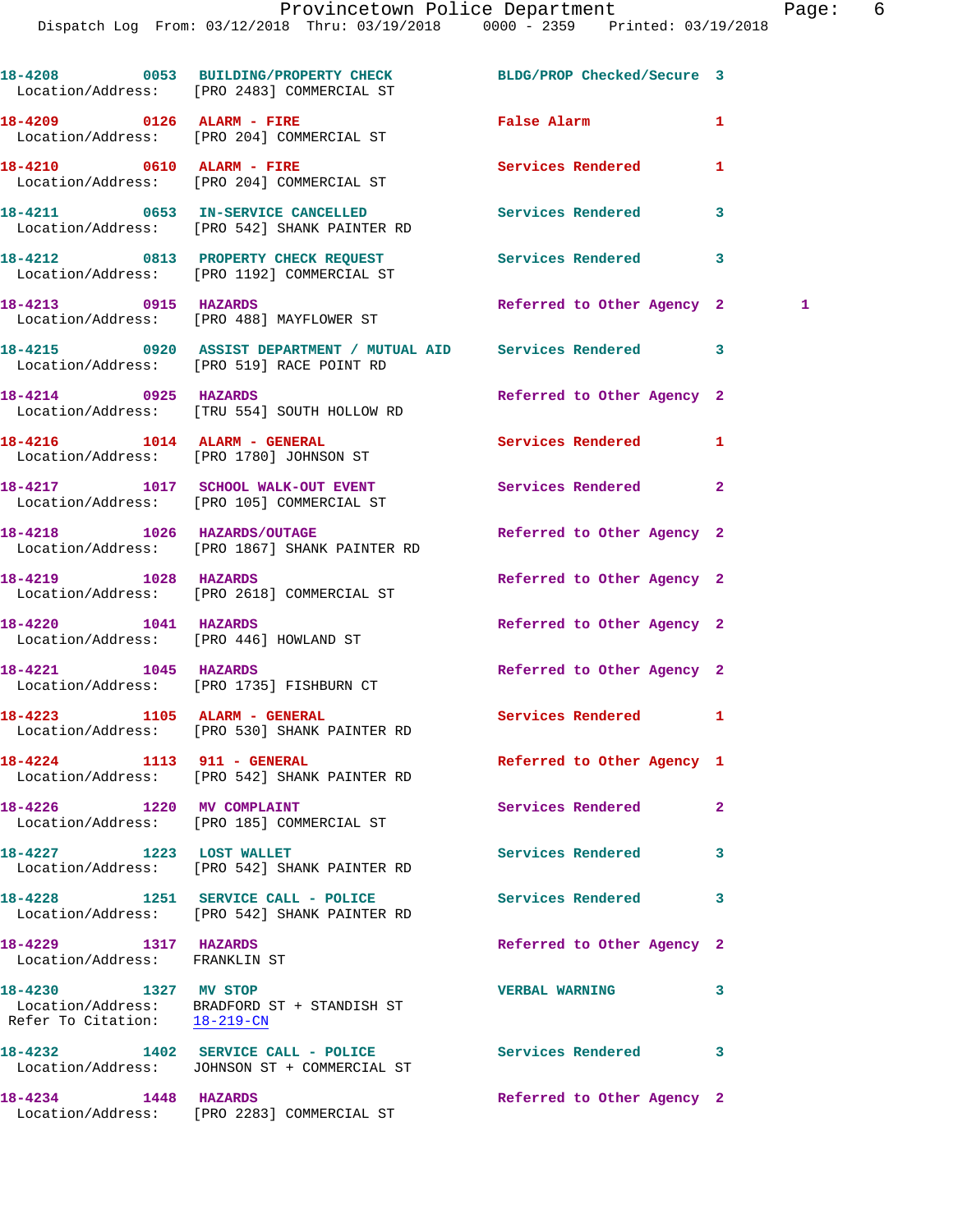18-4208 0053 BUILDING/PROPERTY CHECK BLDG/PROP Checked/Secure 3
Location/Address: [PRO 2483] COMMERCIAL ST

18-4209 0126 ALARM - FIRE False Alarm 1
Location/Address: [PRO 204] COMMERCIAL ST

18-4210 0610 ALARM - FIRE Services Rendered 1
Location/Address: [PRO 204] COMMERCIAL ST

18-4211 0653 IN-SERVICE CANCELLED Services Rendered 3
Location/Address: [PRO 542] SHANK PAINTER RD

18-4212 0813 PROPERTY CHECK REQUEST Services Rendered 3
Location/Address: [PRO 1192] COMMERCIAL ST

18-4213 0915 HAZARDS Referred to Other Agency 2 1
Location/Address: [PRO 488] MAYFLOWER ST

18-4215 0920 ASSIST DEPARTMENT / MUTUAL AID Services Rendered 3
Location/Address: [PRO 519] RACE POINT RD

18-4214 0925 HAZARDS Referred to Other Agency 2
Location/Address: [TRU 554] SOUTH HOLLOW RD

18-4216 1014 ALARM - GENERAL Services Rendered 1
Location/Address: [PRO 1780] JOHNSON ST

18-4217 1017 SCHOOL WALK-OUT EVENT Services Rendered 2
Location/Address: [PRO 105] COMMERCIAL ST

18-4218 1026 HAZARDS/OUTAGE Referred to Other Agency 2
Location/Address: [PRO 1867] SHANK PAINTER RD

18-4219 1028 HAZARDS Referred to Other Agency 2
Location/Address: [PRO 2618] COMMERCIAL ST

18-4220 1041 HAZARDS Referred to Other Agency 2
Location/Address: [PRO 446] HOWLAND ST

18-4221 1045 HAZARDS Referred to Other Agency 2
Location/Address: [PRO 1735] FISHBURN CT

18-4223 1105 ALARM - GENERAL Services Rendered 1
Location/Address: [PRO 530] SHANK PAINTER RD

18-4224 1113 911 - GENERAL Referred to Other Agency 1
Location/Address: [PRO 542] SHANK PAINTER RD

18-4226 1220 MV COMPLAINT Services Rendered 2
Location/Address: [PRO 185] COMMERCIAL ST

18-4227 1223 LOST WALLET Services Rendered 3
Location/Address: [PRO 542] SHANK PAINTER RD

18-4228 1251 SERVICE CALL - POLICE Services Rendered 3
Location/Address: [PRO 542] SHANK PAINTER RD

18-4229 1317 HAZARDS Referred to Other Agency 2
Location/Address: FRANKLIN ST

18-4230 1327 MV STOP VERBAL WARNING 3
Location/Address: BRADFORD ST + STANDISH ST
Refer To Citation: 18-219-CN

18-4232 1402 SERVICE CALL - POLICE Services Rendered 3
Location/Address: JOHNSON ST + COMMERCIAL ST

18-4234 1448 HAZARDS Referred to Other Agency 2
Location/Address: [PRO 2283] COMMERCIAL ST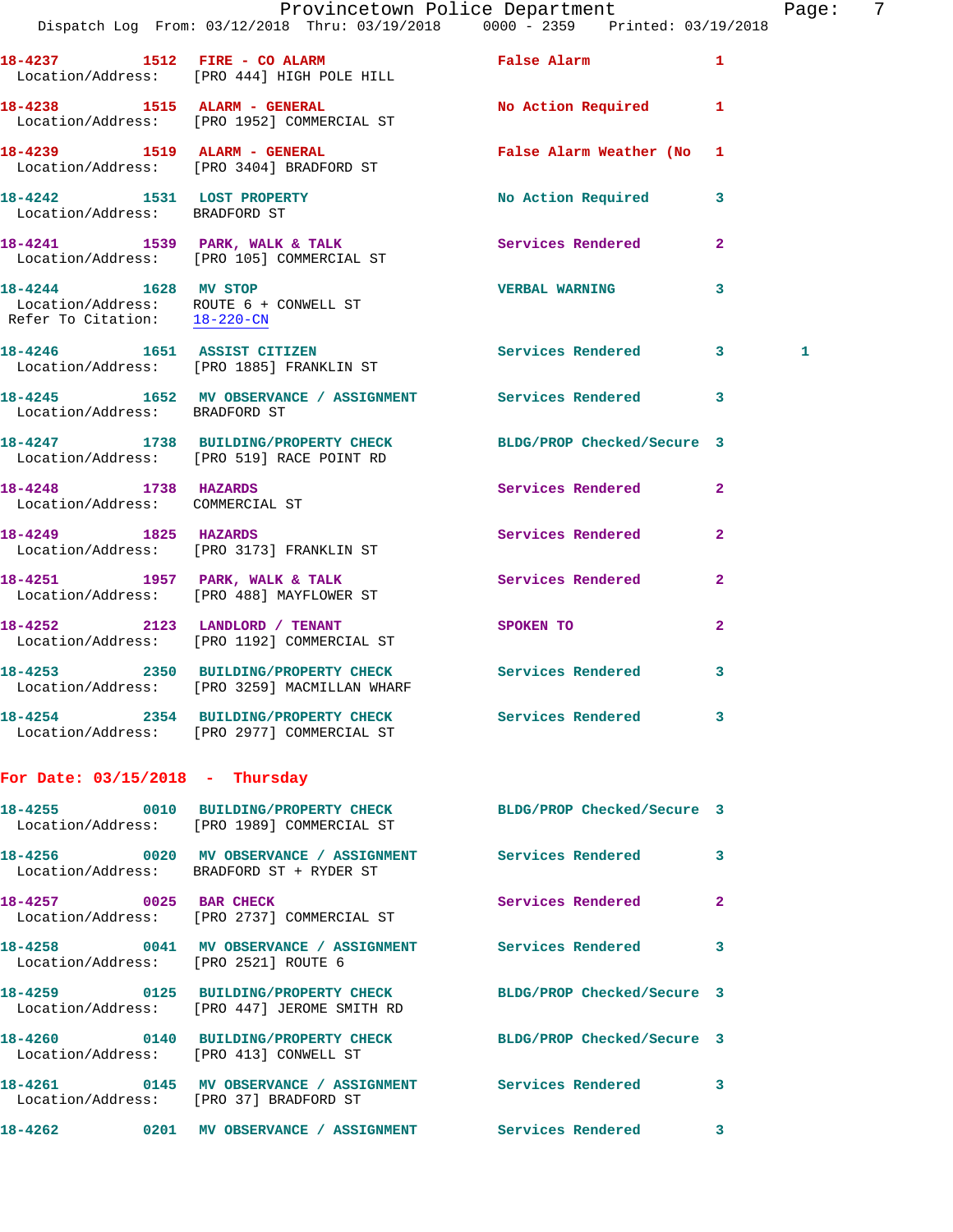18-4237 1512 FIRE - CO ALARM False Alarm 1
Location/Address: [PRO 444] HIGH POLE HILL

18-4238 1515 ALARM - GENERAL No Action Required 1
Location/Address: [PRO 1952] COMMERCIAL ST

18-4239 1519 ALARM - GENERAL False Alarm Weather (No 1
Location/Address: [PRO 3404] BRADFORD ST

18-4242 1531 LOST PROPERTY No Action Required 3
Location/Address: BRADFORD ST

18-4241 1539 PARK, WALK & TALK Services Rendered 2
Location/Address: [PRO 105] COMMERCIAL ST

18-4244 1628 MV STOP VERBAL WARNING 3
Location/Address: ROUTE 6 + CONWELL ST
Refer To Citation: 18-220-CN

18-4246 1651 ASSIST CITIZEN Services Rendered 3 1
Location/Address: [PRO 1885] FRANKLIN ST

18-4245 1652 MV OBSERVANCE / ASSIGNMENT Services Rendered 3
Location/Address: BRADFORD ST

18-4247 1738 BUILDING/PROPERTY CHECK BLDG/PROP Checked/Secure 3
Location/Address: [PRO 519] RACE POINT RD

18-4248 1738 HAZARDS Services Rendered 2
Location/Address: COMMERCIAL ST

18-4249 1825 HAZARDS Services Rendered 2
Location/Address: [PRO 3173] FRANKLIN ST

18-4251 1957 PARK, WALK & TALK Services Rendered 2
Location/Address: [PRO 488] MAYFLOWER ST

18-4252 2123 LANDLORD / TENANT SPOKEN TO 2
Location/Address: [PRO 1192] COMMERCIAL ST

18-4253 2350 BUILDING/PROPERTY CHECK Services Rendered 3
Location/Address: [PRO 3259] MACMILLAN WHARF

18-4254 2354 BUILDING/PROPERTY CHECK Services Rendered 3
Location/Address: [PRO 2977] COMMERCIAL ST

## For Date: 03/15/2018 - Thursday

18-4255 0010 BUILDING/PROPERTY CHECK BLDG/PROP Checked/Secure 3
Location/Address: [PRO 1989] COMMERCIAL ST

18-4256 0020 MV OBSERVANCE / ASSIGNMENT Services Rendered 3
Location/Address: BRADFORD ST + RYDER ST

18-4257 0025 BAR CHECK Services Rendered 2
Location/Address: [PRO 2737] COMMERCIAL ST

18-4258 0041 MV OBSERVANCE / ASSIGNMENT Services Rendered 3
Location/Address: [PRO 2521] ROUTE 6

18-4259 0125 BUILDING/PROPERTY CHECK BLDG/PROP Checked/Secure 3
Location/Address: [PRO 447] JEROME SMITH RD

18-4260 0140 BUILDING/PROPERTY CHECK BLDG/PROP Checked/Secure 3
Location/Address: [PRO 413] CONWELL ST

18-4261 0145 MV OBSERVANCE / ASSIGNMENT Services Rendered 3
Location/Address: [PRO 37] BRADFORD ST

18-4262 0201 MV OBSERVANCE / ASSIGNMENT Services Rendered 3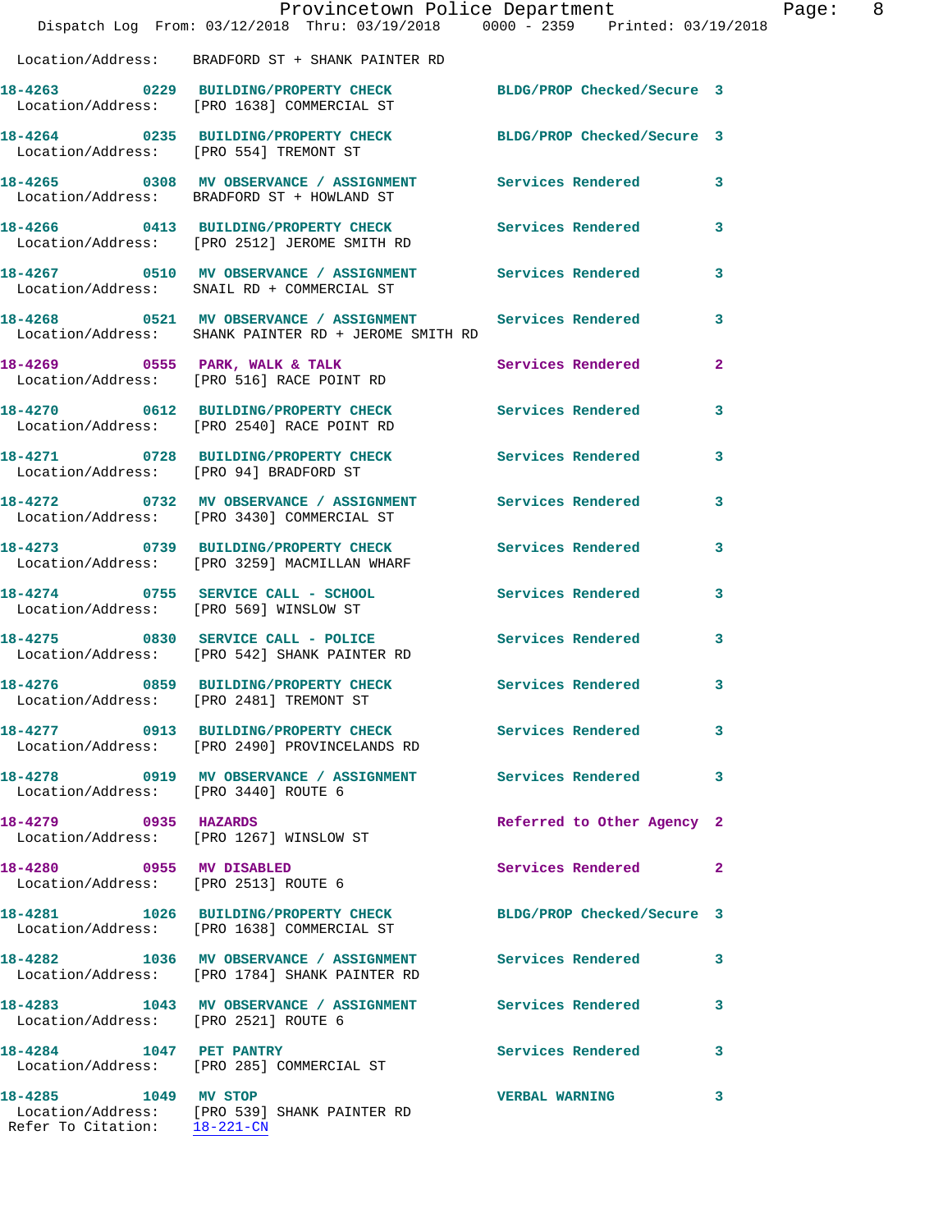Location/Address: BRADFORD ST + SHANK PAINTER RD

**18-4263 0229 BUILDING/PROPERTY CHECK** BLDG/PROP Checked/Secure 3
Location/Address: [PRO 1638] COMMERCIAL ST

**18-4264 0235 BUILDING/PROPERTY CHECK** BLDG/PROP Checked/Secure 3
Location/Address: [PRO 554] TREMONT ST

**18-4265 0308 MV OBSERVANCE / ASSIGNMENT** Services Rendered 3
Location/Address: BRADFORD ST + HOWLAND ST

**18-4266 0413 BUILDING/PROPERTY CHECK** Services Rendered 3
Location/Address: [PRO 2512] JEROME SMITH RD

**18-4267 0510 MV OBSERVANCE / ASSIGNMENT** Services Rendered 3
Location/Address: SNAIL RD + COMMERCIAL ST

**18-4268 0521 MV OBSERVANCE / ASSIGNMENT** Services Rendered 3
Location/Address: SHANK PAINTER RD + JEROME SMITH RD

**18-4269 0555 PARK, WALK & TALK** Services Rendered 2
Location/Address: [PRO 516] RACE POINT RD

**18-4270 0612 BUILDING/PROPERTY CHECK** Services Rendered 3
Location/Address: [PRO 2540] RACE POINT RD

**18-4271 0728 BUILDING/PROPERTY CHECK** Services Rendered 3
Location/Address: [PRO 94] BRADFORD ST

**18-4272 0732 MV OBSERVANCE / ASSIGNMENT** Services Rendered 3
Location/Address: [PRO 3430] COMMERCIAL ST

**18-4273 0739 BUILDING/PROPERTY CHECK** Services Rendered 3
Location/Address: [PRO 3259] MACMILLAN WHARF

**18-4274 0755 SERVICE CALL - SCHOOL** Services Rendered 3
Location/Address: [PRO 569] WINSLOW ST

**18-4275 0830 SERVICE CALL - POLICE** Services Rendered 3
Location/Address: [PRO 542] SHANK PAINTER RD

**18-4276 0859 BUILDING/PROPERTY CHECK** Services Rendered 3
Location/Address: [PRO 2481] TREMONT ST

**18-4277 0913 BUILDING/PROPERTY CHECK** Services Rendered 3
Location/Address: [PRO 2490] PROVINCELANDS RD

**18-4278 0919 MV OBSERVANCE / ASSIGNMENT** Services Rendered 3
Location/Address: [PRO 3440] ROUTE 6

**18-4279 0935 HAZARDS** Referred to Other Agency 2
Location/Address: [PRO 1267] WINSLOW ST

**18-4280 0955 MV DISABLED** Services Rendered 2
Location/Address: [PRO 2513] ROUTE 6

**18-4281 1026 BUILDING/PROPERTY CHECK** BLDG/PROP Checked/Secure 3
Location/Address: [PRO 1638] COMMERCIAL ST

**18-4282 1036 MV OBSERVANCE / ASSIGNMENT** Services Rendered 3
Location/Address: [PRO 1784] SHANK PAINTER RD

**18-4283 1043 MV OBSERVANCE / ASSIGNMENT** Services Rendered 3
Location/Address: [PRO 2521] ROUTE 6

**18-4284 1047 PET PANTRY** Services Rendered 3
Location/Address: [PRO 285] COMMERCIAL ST

**18-4285 1049 MV STOP** VERBAL WARNING 3
Location/Address: [PRO 539] SHANK PAINTER RD
Refer To Citation: 18-221-CN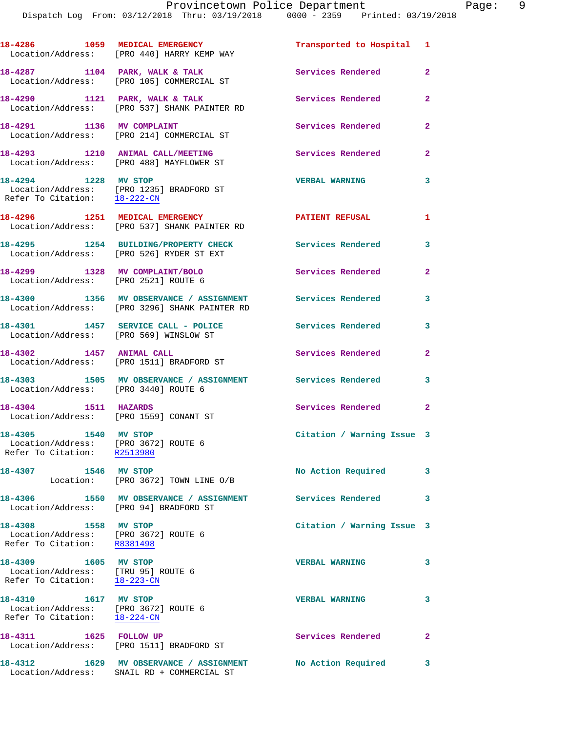18-4286 1059 MEDICAL EMERGENCY Transported to Hospital 1
Location/Address: [PRO 440] HARRY KEMP WAY

18-4287 1104 PARK, WALK & TALK Services Rendered 2
Location/Address: [PRO 105] COMMERCIAL ST

18-4290 1121 PARK, WALK & TALK Services Rendered 2
Location/Address: [PRO 537] SHANK PAINTER RD

18-4291 1136 MV COMPLAINT Services Rendered 2
Location/Address: [PRO 214] COMMERCIAL ST

18-4293 1210 ANIMAL CALL/MEETING Services Rendered 2
Location/Address: [PRO 488] MAYFLOWER ST

18-4294 1228 MV STOP VERBAL WARNING 3
Location/Address: [PRO 1235] BRADFORD ST
Refer To Citation: 18-222-CN

18-4296 1251 MEDICAL EMERGENCY PATIENT REFUSAL 1
Location/Address: [PRO 537] SHANK PAINTER RD

18-4295 1254 BUILDING/PROPERTY CHECK Services Rendered 3
Location/Address: [PRO 526] RYDER ST EXT

18-4299 1328 MV COMPLAINT/BOLO Services Rendered 2
Location/Address: [PRO 2521] ROUTE 6

18-4300 1356 MV OBSERVANCE / ASSIGNMENT Services Rendered 3
Location/Address: [PRO 3296] SHANK PAINTER RD

18-4301 1457 SERVICE CALL - POLICE Services Rendered 3
Location/Address: [PRO 569] WINSLOW ST

18-4302 1457 ANIMAL CALL Services Rendered 2
Location/Address: [PRO 1511] BRADFORD ST

18-4303 1505 MV OBSERVANCE / ASSIGNMENT Services Rendered 3
Location/Address: [PRO 3440] ROUTE 6

18-4304 1511 HAZARDS Services Rendered 2
Location/Address: [PRO 1559] CONANT ST

18-4305 1540 MV STOP Citation / Warning Issue 3
Location/Address: [PRO 3672] ROUTE 6
Refer To Citation: R2513980

18-4307 1546 MV STOP No Action Required 3
Location: [PRO 3672] TOWN LINE O/B

18-4306 1550 MV OBSERVANCE / ASSIGNMENT Services Rendered 3
Location/Address: [PRO 94] BRADFORD ST

18-4308 1558 MV STOP Citation / Warning Issue 3
Location/Address: [PRO 3672] ROUTE 6
Refer To Citation: R8381498

18-4309 1605 MV STOP VERBAL WARNING 3
Location/Address: [TRU 95] ROUTE 6
Refer To Citation: 18-223-CN

18-4310 1617 MV STOP VERBAL WARNING 3
Location/Address: [PRO 3672] ROUTE 6
Refer To Citation: 18-224-CN

18-4311 1625 FOLLOW UP Services Rendered 2
Location/Address: [PRO 1511] BRADFORD ST

18-4312 1629 MV OBSERVANCE / ASSIGNMENT No Action Required 3
Location/Address: SNAIL RD + COMMERCIAL ST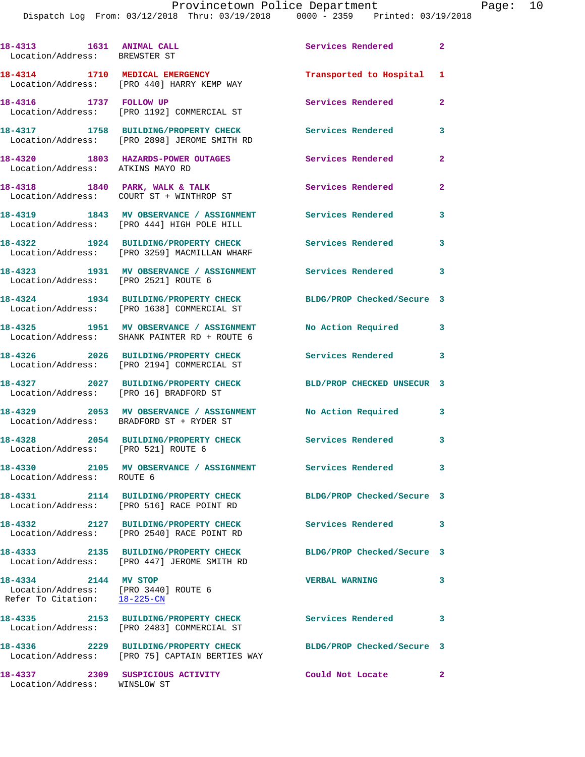| Call Number | Time | Call Reason | Action | Priority |
|---|---|---|---|---|
| 18-4313 | 1631 | ANIMAL CALL | Services Rendered | 2 |
| Location/Address: BREWSTER ST | | | | |
| 18-4314 | 1710 | MEDICAL EMERGENCY | Transported to Hospital | 1 |
| Location/Address: [PRO 440] HARRY KEMP WAY | | | | |
| 18-4316 | 1737 | FOLLOW UP | Services Rendered | 2 |
| Location/Address: [PRO 1192] COMMERCIAL ST | | | | |
| 18-4317 | 1758 | BUILDING/PROPERTY CHECK | Services Rendered | 3 |
| Location/Address: [PRO 2898] JEROME SMITH RD | | | | |
| 18-4320 | 1803 | HAZARDS-POWER OUTAGES | Services Rendered | 2 |
| Location/Address: ATKINS MAYO RD | | | | |
| 18-4318 | 1840 | PARK, WALK & TALK | Services Rendered | 2 |
| Location/Address: COURT ST + WINTHROP ST | | | | |
| 18-4319 | 1843 | MV OBSERVANCE / ASSIGNMENT | Services Rendered | 3 |
| Location/Address: [PRO 444] HIGH POLE HILL | | | | |
| 18-4322 | 1924 | BUILDING/PROPERTY CHECK | Services Rendered | 3 |
| Location/Address: [PRO 3259] MACMILLAN WHARF | | | | |
| 18-4323 | 1931 | MV OBSERVANCE / ASSIGNMENT | Services Rendered | 3 |
| Location/Address: [PRO 2521] ROUTE 6 | | | | |
| 18-4324 | 1934 | BUILDING/PROPERTY CHECK | BLDG/PROP Checked/Secure | 3 |
| Location/Address: [PRO 1638] COMMERCIAL ST | | | | |
| 18-4325 | 1951 | MV OBSERVANCE / ASSIGNMENT | No Action Required | 3 |
| Location/Address: SHANK PAINTER RD + ROUTE 6 | | | | |
| 18-4326 | 2026 | BUILDING/PROPERTY CHECK | Services Rendered | 3 |
| Location/Address: [PRO 2194] COMMERCIAL ST | | | | |
| 18-4327 | 2027 | BUILDING/PROPERTY CHECK | BLD/PROP CHECKED UNSECUR | 3 |
| Location/Address: [PRO 16] BRADFORD ST | | | | |
| 18-4329 | 2053 | MV OBSERVANCE / ASSIGNMENT | No Action Required | 3 |
| Location/Address: BRADFORD ST + RYDER ST | | | | |
| 18-4328 | 2054 | BUILDING/PROPERTY CHECK | Services Rendered | 3 |
| Location/Address: [PRO 521] ROUTE 6 | | | | |
| 18-4330 | 2105 | MV OBSERVANCE / ASSIGNMENT | Services Rendered | 3 |
| Location/Address: ROUTE 6 | | | | |
| 18-4331 | 2114 | BUILDING/PROPERTY CHECK | BLDG/PROP Checked/Secure | 3 |
| Location/Address: [PRO 516] RACE POINT RD | | | | |
| 18-4332 | 2127 | BUILDING/PROPERTY CHECK | Services Rendered | 3 |
| Location/Address: [PRO 2540] RACE POINT RD | | | | |
| 18-4333 | 2135 | BUILDING/PROPERTY CHECK | BLDG/PROP Checked/Secure | 3 |
| Location/Address: [PRO 447] JEROME SMITH RD | | | | |
| 18-4334 | 2144 | MV STOP | VERBAL WARNING | 3 |
| Location/Address: [PRO 3440] ROUTE 6 | | | | |
| Refer To Citation: 18-225-CN | | | | |
| 18-4335 | 2153 | BUILDING/PROPERTY CHECK | Services Rendered | 3 |
| Location/Address: [PRO 2483] COMMERCIAL ST | | | | |
| 18-4336 | 2229 | BUILDING/PROPERTY CHECK | BLDG/PROP Checked/Secure | 3 |
| Location/Address: [PRO 75] CAPTAIN BERTIES WAY | | | | |
| 18-4337 | 2309 | SUSPICIOUS ACTIVITY | Could Not Locate | 2 |
| Location/Address: WINSLOW ST | | | | |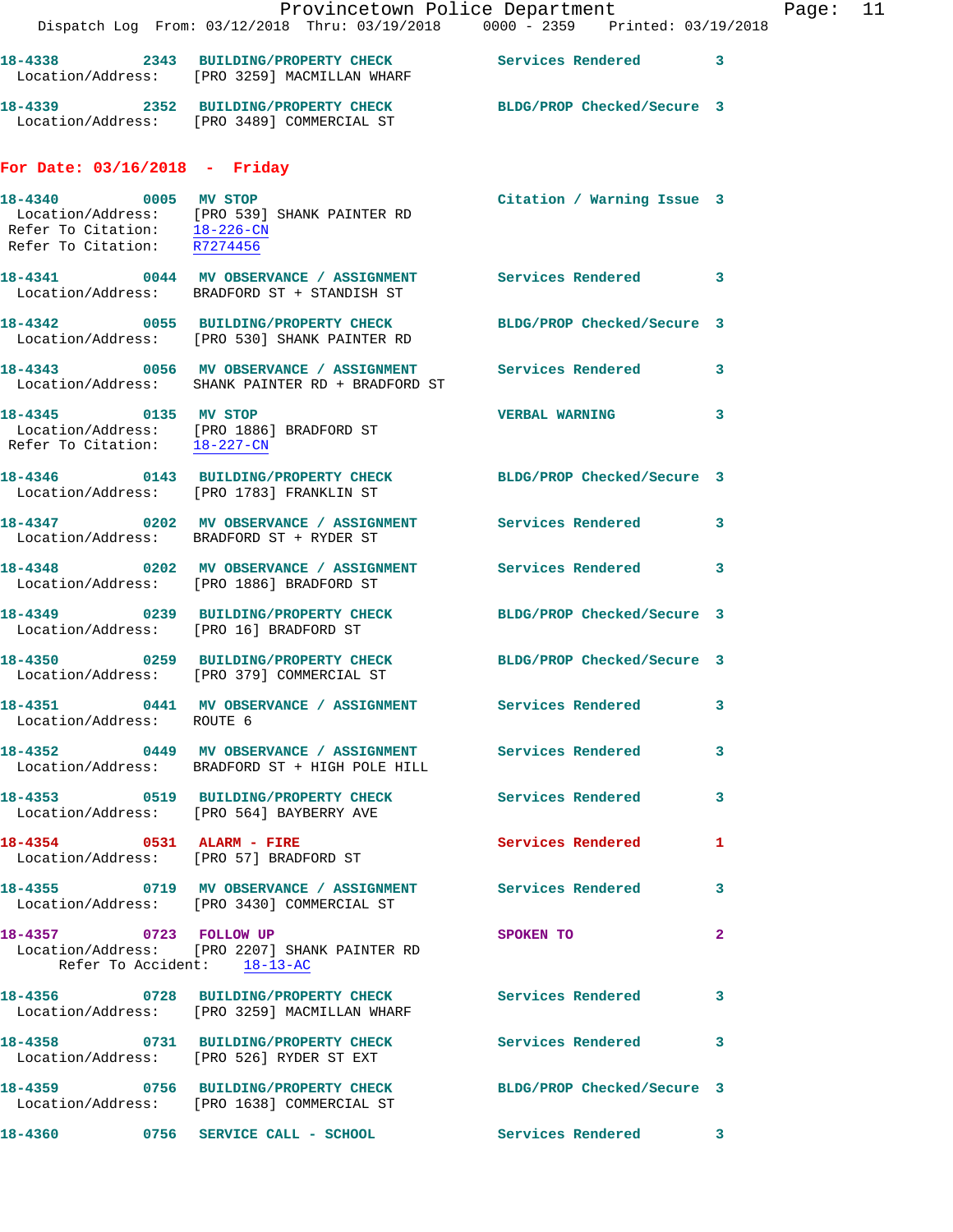18-4338 2343 BUILDING/PROPERTY CHECK Services Rendered 3
Location/Address: [PRO 3259] MACMILLAN WHARF

18-4339 2352 BUILDING/PROPERTY CHECK BLDG/PROP Checked/Secure 3
Location/Address: [PRO 3489] COMMERCIAL ST

## For Date: 03/16/2018 - Friday

18-4340 0005 MV STOP Citation / Warning Issue 3
Location/Address: [PRO 539] SHANK PAINTER RD
Refer To Citation: 18-226-CN
Refer To Citation: R7274456

18-4341 0044 MV OBSERVANCE / ASSIGNMENT Services Rendered 3
Location/Address: BRADFORD ST + STANDISH ST

18-4342 0055 BUILDING/PROPERTY CHECK BLDG/PROP Checked/Secure 3
Location/Address: [PRO 530] SHANK PAINTER RD

18-4343 0056 MV OBSERVANCE / ASSIGNMENT Services Rendered 3
Location/Address: SHANK PAINTER RD + BRADFORD ST

18-4345 0135 MV STOP VERBAL WARNING 3
Location/Address: [PRO 1886] BRADFORD ST
Refer To Citation: 18-227-CN

18-4346 0143 BUILDING/PROPERTY CHECK BLDG/PROP Checked/Secure 3
Location/Address: [PRO 1783] FRANKLIN ST

18-4347 0202 MV OBSERVANCE / ASSIGNMENT Services Rendered 3
Location/Address: BRADFORD ST + RYDER ST

18-4348 0202 MV OBSERVANCE / ASSIGNMENT Services Rendered 3
Location/Address: [PRO 1886] BRADFORD ST

18-4349 0239 BUILDING/PROPERTY CHECK BLDG/PROP Checked/Secure 3
Location/Address: [PRO 16] BRADFORD ST

18-4350 0259 BUILDING/PROPERTY CHECK BLDG/PROP Checked/Secure 3
Location/Address: [PRO 379] COMMERCIAL ST

18-4351 0441 MV OBSERVANCE / ASSIGNMENT Services Rendered 3
Location/Address: ROUTE 6

18-4352 0449 MV OBSERVANCE / ASSIGNMENT Services Rendered 3
Location/Address: BRADFORD ST + HIGH POLE HILL

18-4353 0519 BUILDING/PROPERTY CHECK Services Rendered 3
Location/Address: [PRO 564] BAYBERRY AVE

18-4354 0531 ALARM - FIRE Services Rendered 1
Location/Address: [PRO 57] BRADFORD ST

18-4355 0719 MV OBSERVANCE / ASSIGNMENT Services Rendered 3
Location/Address: [PRO 3430] COMMERCIAL ST

18-4357 0723 FOLLOW UP SPOKEN TO 2
Location/Address: [PRO 2207] SHANK PAINTER RD
Refer To Accident: 18-13-AC

18-4356 0728 BUILDING/PROPERTY CHECK Services Rendered 3
Location/Address: [PRO 3259] MACMILLAN WHARF

18-4358 0731 BUILDING/PROPERTY CHECK Services Rendered 3
Location/Address: [PRO 526] RYDER ST EXT

18-4359 0756 BUILDING/PROPERTY CHECK BLDG/PROP Checked/Secure 3
Location/Address: [PRO 1638] COMMERCIAL ST

18-4360 0756 SERVICE CALL - SCHOOL Services Rendered 3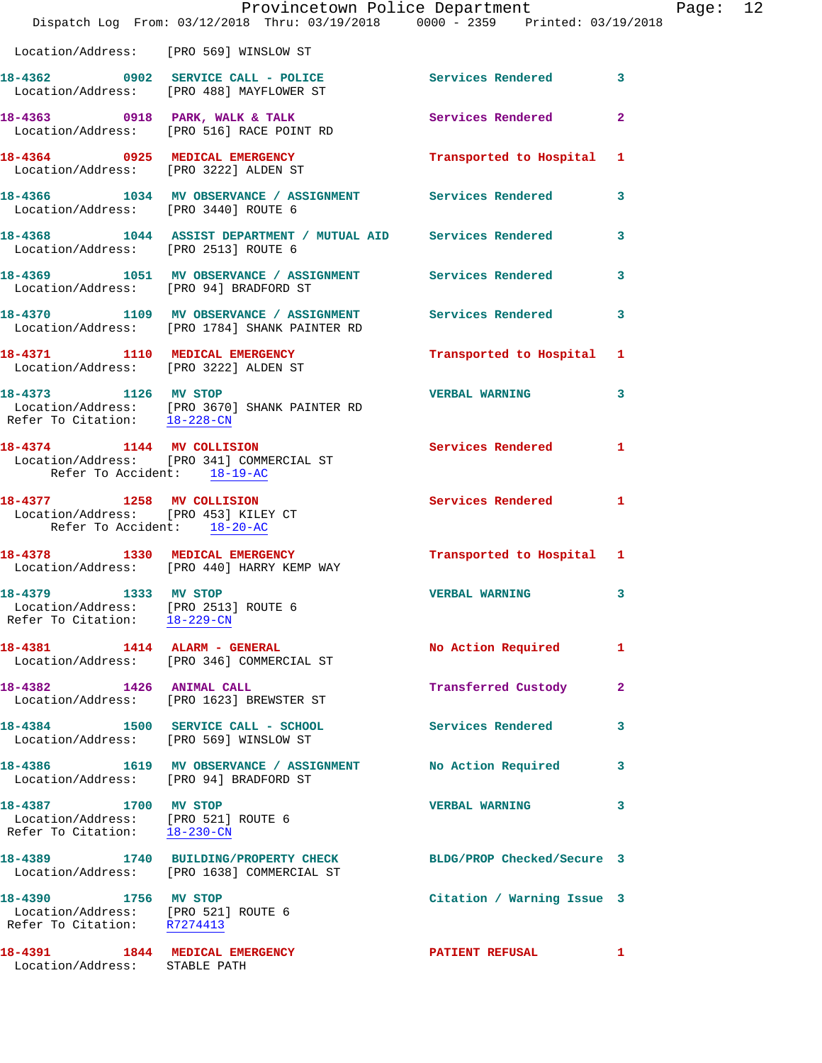Location/Address: [PRO 569] WINSLOW ST

18-4362 0902 SERVICE CALL - POLICE Services Rendered 3
Location/Address: [PRO 488] MAYFLOWER ST

18-4363 0918 PARK, WALK & TALK Services Rendered 2
Location/Address: [PRO 516] RACE POINT RD

18-4364 0925 MEDICAL EMERGENCY Transported to Hospital 1
Location/Address: [PRO 3222] ALDEN ST

18-4366 1034 MV OBSERVANCE / ASSIGNMENT Services Rendered 3
Location/Address: [PRO 3440] ROUTE 6

18-4368 1044 ASSIST DEPARTMENT / MUTUAL AID Services Rendered 3
Location/Address: [PRO 2513] ROUTE 6

18-4369 1051 MV OBSERVANCE / ASSIGNMENT Services Rendered 3
Location/Address: [PRO 94] BRADFORD ST

18-4370 1109 MV OBSERVANCE / ASSIGNMENT Services Rendered 3
Location/Address: [PRO 1784] SHANK PAINTER RD

18-4371 1110 MEDICAL EMERGENCY Transported to Hospital 1
Location/Address: [PRO 3222] ALDEN ST

18-4373 1126 MV STOP VERBAL WARNING 3
Location/Address: [PRO 3670] SHANK PAINTER RD
Refer To Citation: 18-228-CN

18-4374 1144 MV COLLISION Services Rendered 1
Location/Address: [PRO 341] COMMERCIAL ST
Refer To Accident: 18-19-AC

18-4377 1258 MV COLLISION Services Rendered 1
Location/Address: [PRO 453] KILEY CT
Refer To Accident: 18-20-AC

18-4378 1330 MEDICAL EMERGENCY Transported to Hospital 1
Location/Address: [PRO 440] HARRY KEMP WAY

18-4379 1333 MV STOP VERBAL WARNING 3
Location/Address: [PRO 2513] ROUTE 6
Refer To Citation: 18-229-CN

18-4381 1414 ALARM - GENERAL No Action Required 1
Location/Address: [PRO 346] COMMERCIAL ST

18-4382 1426 ANIMAL CALL Transferred Custody 2
Location/Address: [PRO 1623] BREWSTER ST

18-4384 1500 SERVICE CALL - SCHOOL Services Rendered 3
Location/Address: [PRO 569] WINSLOW ST

18-4386 1619 MV OBSERVANCE / ASSIGNMENT No Action Required 3
Location/Address: [PRO 94] BRADFORD ST

18-4387 1700 MV STOP VERBAL WARNING 3
Location/Address: [PRO 521] ROUTE 6
Refer To Citation: 18-230-CN

18-4389 1740 BUILDING/PROPERTY CHECK BLDG/PROP Checked/Secure 3
Location/Address: [PRO 1638] COMMERCIAL ST

18-4390 1756 MV STOP Citation / Warning Issue 3
Location/Address: [PRO 521] ROUTE 6
Refer To Citation: R7274413

18-4391 1844 MEDICAL EMERGENCY PATIENT REFUSAL 1
Location/Address: STABLE PATH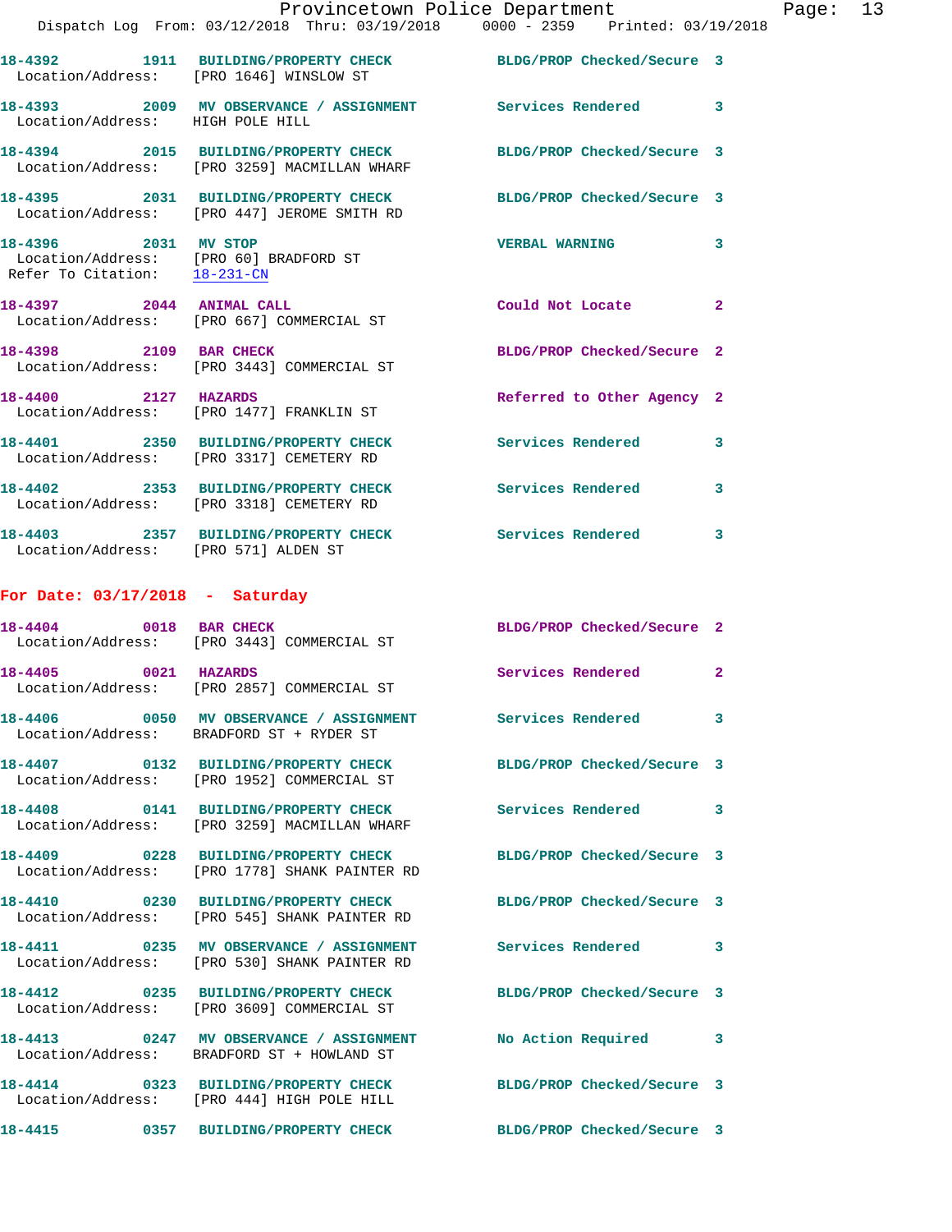18-4392 1911 BUILDING/PROPERTY CHECK BLDG/PROP Checked/Secure 3
Location/Address: [PRO 1646] WINSLOW ST

18-4393 2009 MV OBSERVANCE / ASSIGNMENT Services Rendered 3
Location/Address: HIGH POLE HILL

18-4394 2015 BUILDING/PROPERTY CHECK BLDG/PROP Checked/Secure 3
Location/Address: [PRO 3259] MACMILLAN WHARF

18-4395 2031 BUILDING/PROPERTY CHECK BLDG/PROP Checked/Secure 3
Location/Address: [PRO 447] JEROME SMITH RD

18-4396 2031 MV STOP VERBAL WARNING 3
Location/Address: [PRO 60] BRADFORD ST
Refer To Citation: 18-231-CN

18-4397 2044 ANIMAL CALL Could Not Locate 2
Location/Address: [PRO 667] COMMERCIAL ST

18-4398 2109 BAR CHECK BLDG/PROP Checked/Secure 2
Location/Address: [PRO 3443] COMMERCIAL ST

18-4400 2127 HAZARDS Referred to Other Agency 2
Location/Address: [PRO 1477] FRANKLIN ST

18-4401 2350 BUILDING/PROPERTY CHECK Services Rendered 3
Location/Address: [PRO 3317] CEMETERY RD

18-4402 2353 BUILDING/PROPERTY CHECK Services Rendered 3
Location/Address: [PRO 3318] CEMETERY RD

18-4403 2357 BUILDING/PROPERTY CHECK Services Rendered 3
Location/Address: [PRO 571] ALDEN ST

## For Date: 03/17/2018 - Saturday

18-4404 0018 BAR CHECK BLDG/PROP Checked/Secure 2
Location/Address: [PRO 3443] COMMERCIAL ST

18-4405 0021 HAZARDS Services Rendered 2
Location/Address: [PRO 2857] COMMERCIAL ST

18-4406 0050 MV OBSERVANCE / ASSIGNMENT Services Rendered 3
Location/Address: BRADFORD ST + RYDER ST

18-4407 0132 BUILDING/PROPERTY CHECK BLDG/PROP Checked/Secure 3
Location/Address: [PRO 1952] COMMERCIAL ST

18-4408 0141 BUILDING/PROPERTY CHECK Services Rendered 3
Location/Address: [PRO 3259] MACMILLAN WHARF

18-4409 0228 BUILDING/PROPERTY CHECK BLDG/PROP Checked/Secure 3
Location/Address: [PRO 1778] SHANK PAINTER RD

18-4410 0230 BUILDING/PROPERTY CHECK BLDG/PROP Checked/Secure 3
Location/Address: [PRO 545] SHANK PAINTER RD

18-4411 0235 MV OBSERVANCE / ASSIGNMENT Services Rendered 3
Location/Address: [PRO 530] SHANK PAINTER RD

18-4412 0235 BUILDING/PROPERTY CHECK BLDG/PROP Checked/Secure 3
Location/Address: [PRO 3609] COMMERCIAL ST

18-4413 0247 MV OBSERVANCE / ASSIGNMENT No Action Required 3
Location/Address: BRADFORD ST + HOWLAND ST

18-4414 0323 BUILDING/PROPERTY CHECK BLDG/PROP Checked/Secure 3
Location/Address: [PRO 444] HIGH POLE HILL

18-4415 0357 BUILDING/PROPERTY CHECK BLDG/PROP Checked/Secure 3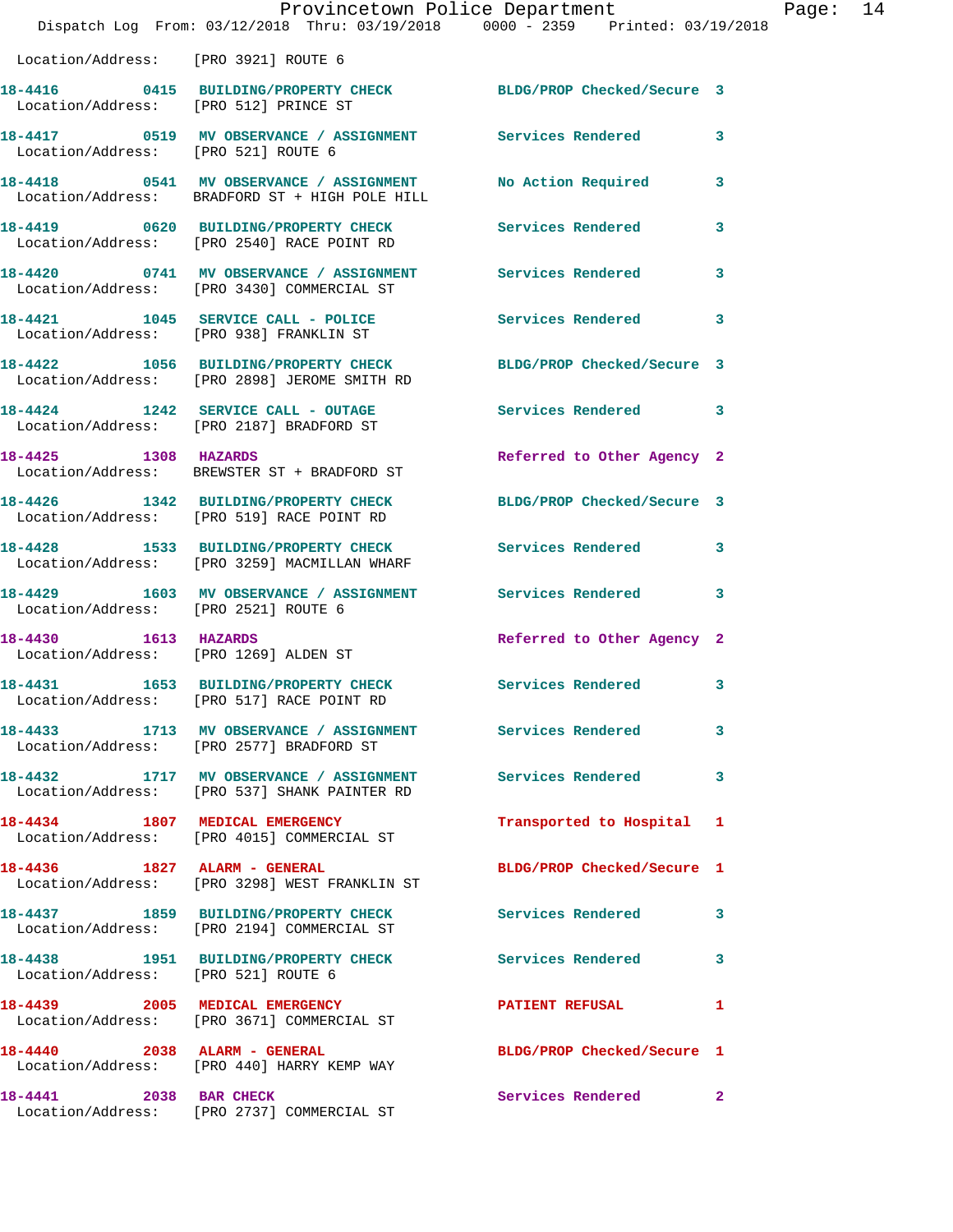Location/Address: [PRO 3921] ROUTE 6

| Call # | Time | Call Reason | Action | Priority |
|---|---|---|---|---|
| 18-4416 | 0415 | BUILDING/PROPERTY CHECK | BLDG/PROP Checked/Secure | 3 |
| | | Location/Address: [PRO 512] PRINCE ST | | |
| 18-4417 | 0519 | MV OBSERVANCE / ASSIGNMENT | Services Rendered | 3 |
| | | Location/Address: [PRO 521] ROUTE 6 | | |
| 18-4418 | 0541 | MV OBSERVANCE / ASSIGNMENT | No Action Required | 3 |
| | | Location/Address: BRADFORD ST + HIGH POLE HILL | | |
| 18-4419 | 0620 | BUILDING/PROPERTY CHECK | Services Rendered | 3 |
| | | Location/Address: [PRO 2540] RACE POINT RD | | |
| 18-4420 | 0741 | MV OBSERVANCE / ASSIGNMENT | Services Rendered | 3 |
| | | Location/Address: [PRO 3430] COMMERCIAL ST | | |
| 18-4421 | 1045 | SERVICE CALL - POLICE | Services Rendered | 3 |
| | | Location/Address: [PRO 938] FRANKLIN ST | | |
| 18-4422 | 1056 | BUILDING/PROPERTY CHECK | BLDG/PROP Checked/Secure | 3 |
| | | Location/Address: [PRO 2898] JEROME SMITH RD | | |
| 18-4424 | 1242 | SERVICE CALL - OUTAGE | Services Rendered | 3 |
| | | Location/Address: [PRO 2187] BRADFORD ST | | |
| 18-4425 | 1308 | HAZARDS | Referred to Other Agency | 2 |
| | | Location/Address: BREWSTER ST + BRADFORD ST | | |
| 18-4426 | 1342 | BUILDING/PROPERTY CHECK | BLDG/PROP Checked/Secure | 3 |
| | | Location/Address: [PRO 519] RACE POINT RD | | |
| 18-4428 | 1533 | BUILDING/PROPERTY CHECK | Services Rendered | 3 |
| | | Location/Address: [PRO 3259] MACMILLAN WHARF | | |
| 18-4429 | 1603 | MV OBSERVANCE / ASSIGNMENT | Services Rendered | 3 |
| | | Location/Address: [PRO 2521] ROUTE 6 | | |
| 18-4430 | 1613 | HAZARDS | Referred to Other Agency | 2 |
| | | Location/Address: [PRO 1269] ALDEN ST | | |
| 18-4431 | 1653 | BUILDING/PROPERTY CHECK | Services Rendered | 3 |
| | | Location/Address: [PRO 517] RACE POINT RD | | |
| 18-4433 | 1713 | MV OBSERVANCE / ASSIGNMENT | Services Rendered | 3 |
| | | Location/Address: [PRO 2577] BRADFORD ST | | |
| 18-4432 | 1717 | MV OBSERVANCE / ASSIGNMENT | Services Rendered | 3 |
| | | Location/Address: [PRO 537] SHANK PAINTER RD | | |
| 18-4434 | 1807 | MEDICAL EMERGENCY | Transported to Hospital | 1 |
| | | Location/Address: [PRO 4015] COMMERCIAL ST | | |
| 18-4436 | 1827 | ALARM - GENERAL | BLDG/PROP Checked/Secure | 1 |
| | | Location/Address: [PRO 3298] WEST FRANKLIN ST | | |
| 18-4437 | 1859 | BUILDING/PROPERTY CHECK | Services Rendered | 3 |
| | | Location/Address: [PRO 2194] COMMERCIAL ST | | |
| 18-4438 | 1951 | BUILDING/PROPERTY CHECK | Services Rendered | 3 |
| | | Location/Address: [PRO 521] ROUTE 6 | | |
| 18-4439 | 2005 | MEDICAL EMERGENCY | PATIENT REFUSAL | 1 |
| | | Location/Address: [PRO 3671] COMMERCIAL ST | | |
| 18-4440 | 2038 | ALARM - GENERAL | BLDG/PROP Checked/Secure | 1 |
| | | Location/Address: [PRO 440] HARRY KEMP WAY | | |
| 18-4441 | 2038 | BAR CHECK | Services Rendered | 2 |
| | | Location/Address: [PRO 2737] COMMERCIAL ST | | |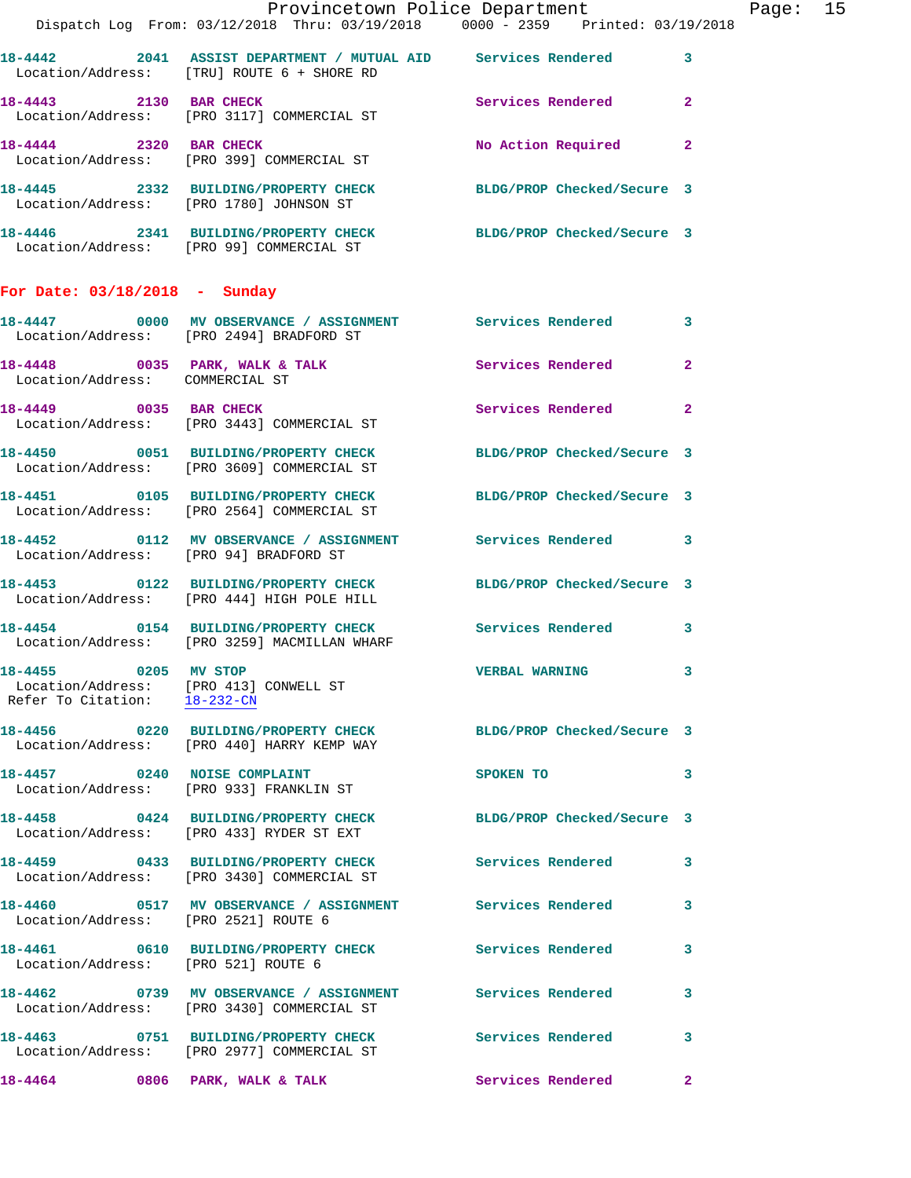18-4442 2041 ASSIST DEPARTMENT / MUTUAL AID Services Rendered 3
Location/Address: [TRU] ROUTE 6 + SHORE RD

18-4443 2130 BAR CHECK Services Rendered 2
Location/Address: [PRO 3117] COMMERCIAL ST

18-4444 2320 BAR CHECK No Action Required 2
Location/Address: [PRO 399] COMMERCIAL ST

18-4445 2332 BUILDING/PROPERTY CHECK BLDG/PROP Checked/Secure 3
Location/Address: [PRO 1780] JOHNSON ST

18-4446 2341 BUILDING/PROPERTY CHECK BLDG/PROP Checked/Secure 3
Location/Address: [PRO 99] COMMERCIAL ST

## For Date: 03/18/2018 - Sunday

18-4447 0000 MV OBSERVANCE / ASSIGNMENT Services Rendered 3
Location/Address: [PRO 2494] BRADFORD ST

18-4448 0035 PARK, WALK & TALK Services Rendered 2
Location/Address: COMMERCIAL ST

18-4449 0035 BAR CHECK Services Rendered 2
Location/Address: [PRO 3443] COMMERCIAL ST

18-4450 0051 BUILDING/PROPERTY CHECK BLDG/PROP Checked/Secure 3
Location/Address: [PRO 3609] COMMERCIAL ST

18-4451 0105 BUILDING/PROPERTY CHECK BLDG/PROP Checked/Secure 3
Location/Address: [PRO 2564] COMMERCIAL ST

18-4452 0112 MV OBSERVANCE / ASSIGNMENT Services Rendered 3
Location/Address: [PRO 94] BRADFORD ST

18-4453 0122 BUILDING/PROPERTY CHECK BLDG/PROP Checked/Secure 3
Location/Address: [PRO 444] HIGH POLE HILL

18-4454 0154 BUILDING/PROPERTY CHECK Services Rendered 3
Location/Address: [PRO 3259] MACMILLAN WHARF

18-4455 0205 MV STOP VERBAL WARNING 3
Location/Address: [PRO 413] CONWELL ST
Refer To Citation: 18-232-CN

18-4456 0220 BUILDING/PROPERTY CHECK BLDG/PROP Checked/Secure 3
Location/Address: [PRO 440] HARRY KEMP WAY

18-4457 0240 NOISE COMPLAINT SPOKEN TO 3
Location/Address: [PRO 933] FRANKLIN ST

18-4458 0424 BUILDING/PROPERTY CHECK BLDG/PROP Checked/Secure 3
Location/Address: [PRO 433] RYDER ST EXT

18-4459 0433 BUILDING/PROPERTY CHECK Services Rendered 3
Location/Address: [PRO 3430] COMMERCIAL ST

18-4460 0517 MV OBSERVANCE / ASSIGNMENT Services Rendered 3
Location/Address: [PRO 2521] ROUTE 6

18-4461 0610 BUILDING/PROPERTY CHECK Services Rendered 3
Location/Address: [PRO 521] ROUTE 6

18-4462 0739 MV OBSERVANCE / ASSIGNMENT Services Rendered 3
Location/Address: [PRO 3430] COMMERCIAL ST

18-4463 0751 BUILDING/PROPERTY CHECK Services Rendered 3
Location/Address: [PRO 2977] COMMERCIAL ST

18-4464 0806 PARK, WALK & TALK Services Rendered 2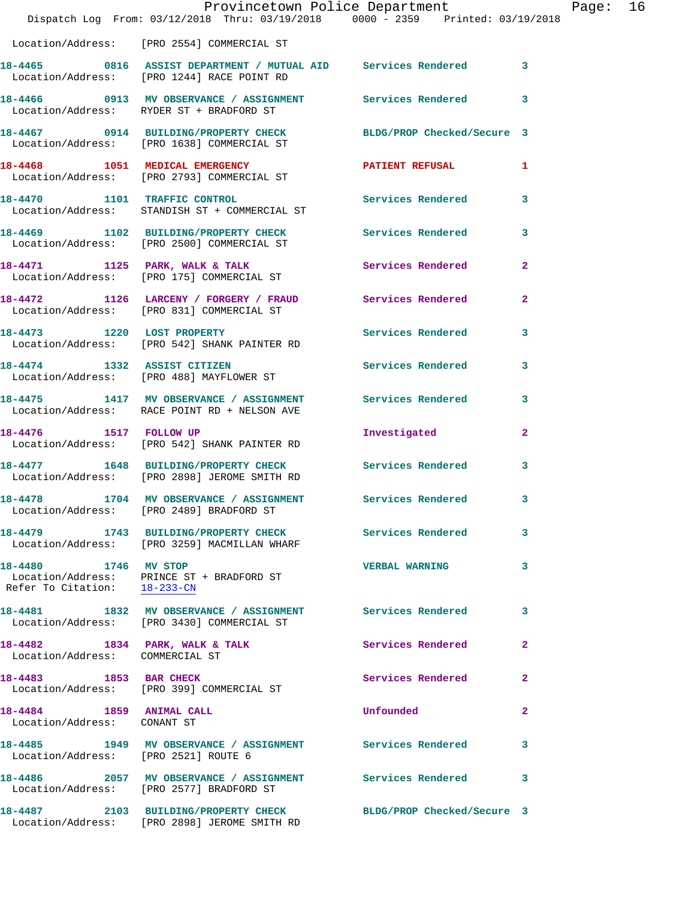```
Location/Address:    [PRO 2554] COMMERCIAL ST

18-4465        0816   ASSIST DEPARTMENT / MUTUAL AID      Services Rendered         3
  Location/Address:    [PRO 1244] RACE POINT RD

18-4466        0913   MV OBSERVANCE / ASSIGNMENT          Services Rendered         3
  Location/Address:    RYDER ST + BRADFORD ST

18-4467        0914   BUILDING/PROPERTY CHECK             BLDG/PROP Checked/Secure  3
  Location/Address:    [PRO 1638] COMMERCIAL ST

18-4468        1051   MEDICAL EMERGENCY                   PATIENT REFUSAL           1
  Location/Address:    [PRO 2793] COMMERCIAL ST

18-4470        1101   TRAFFIC CONTROL                     Services Rendered         3
  Location/Address:    STANDISH ST + COMMERCIAL ST

18-4469        1102   BUILDING/PROPERTY CHECK             Services Rendered         3
  Location/Address:    [PRO 2500] COMMERCIAL ST

18-4471        1125   PARK, WALK & TALK                   Services Rendered         2
  Location/Address:    [PRO 175] COMMERCIAL ST

18-4472        1126   LARCENY / FORGERY / FRAUD           Services Rendered         2
  Location/Address:    [PRO 831] COMMERCIAL ST

18-4473        1220   LOST PROPERTY                       Services Rendered         3
  Location/Address:    [PRO 542] SHANK PAINTER RD

18-4474        1332   ASSIST CITIZEN                      Services Rendered         3
  Location/Address:    [PRO 488] MAYFLOWER ST

18-4475        1417   MV OBSERVANCE / ASSIGNMENT          Services Rendered         3
  Location/Address:    RACE POINT RD + NELSON AVE

18-4476        1517   FOLLOW UP                           Investigated              2
  Location/Address:    [PRO 542] SHANK PAINTER RD

18-4477        1648   BUILDING/PROPERTY CHECK             Services Rendered         3
  Location/Address:    [PRO 2898] JEROME SMITH RD

18-4478        1704   MV OBSERVANCE / ASSIGNMENT          Services Rendered         3
  Location/Address:    [PRO 2489] BRADFORD ST

18-4479        1743   BUILDING/PROPERTY CHECK             Services Rendered         3
  Location/Address:    [PRO 3259] MACMILLAN WHARF

18-4480        1746   MV STOP                             VERBAL WARNING            3
  Location/Address:    PRINCE ST + BRADFORD ST
  Refer To Citation:   18-233-CN

18-4481        1832   MV OBSERVANCE / ASSIGNMENT          Services Rendered         3
  Location/Address:    [PRO 3430] COMMERCIAL ST

18-4482        1834   PARK, WALK & TALK                   Services Rendered         2
  Location/Address:    COMMERCIAL ST

18-4483        1853   BAR CHECK                           Services Rendered         2
  Location/Address:    [PRO 399] COMMERCIAL ST

18-4484        1859   ANIMAL CALL                         Unfounded                 2
  Location/Address:    CONANT ST

18-4485        1949   MV OBSERVANCE / ASSIGNMENT          Services Rendered         3
  Location/Address:    [PRO 2521] ROUTE 6

18-4486        2057   MV OBSERVANCE / ASSIGNMENT          Services Rendered         3
  Location/Address:    [PRO 2577] BRADFORD ST

18-4487        2103   BUILDING/PROPERTY CHECK             BLDG/PROP Checked/Secure  3
  Location/Address:    [PRO 2898] JEROME SMITH RD
```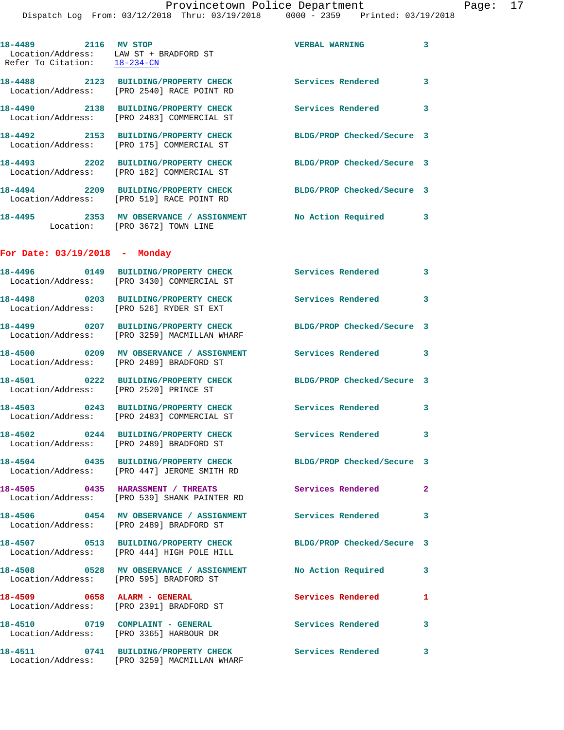18-4489 2116 MV STOP VERBAL WARNING 3
Location/Address: LAW ST + BRADFORD ST
Refer To Citation: 18-234-CN

18-4488 2123 BUILDING/PROPERTY CHECK Services Rendered 3
Location/Address: [PRO 2540] RACE POINT RD

18-4490 2138 BUILDING/PROPERTY CHECK Services Rendered 3
Location/Address: [PRO 2483] COMMERCIAL ST

18-4492 2153 BUILDING/PROPERTY CHECK BLDG/PROP Checked/Secure 3
Location/Address: [PRO 175] COMMERCIAL ST

18-4493 2202 BUILDING/PROPERTY CHECK BLDG/PROP Checked/Secure 3
Location/Address: [PRO 182] COMMERCIAL ST

18-4494 2209 BUILDING/PROPERTY CHECK BLDG/PROP Checked/Secure 3
Location/Address: [PRO 519] RACE POINT RD

18-4495 2353 MV OBSERVANCE / ASSIGNMENT No Action Required 3
Location: [PRO 3672] TOWN LINE

**For Date: 03/19/2018 - Monday**

18-4496 0149 BUILDING/PROPERTY CHECK Services Rendered 3
Location/Address: [PRO 3430] COMMERCIAL ST

18-4498 0203 BUILDING/PROPERTY CHECK Services Rendered 3
Location/Address: [PRO 526] RYDER ST EXT

18-4499 0207 BUILDING/PROPERTY CHECK BLDG/PROP Checked/Secure 3
Location/Address: [PRO 3259] MACMILLAN WHARF

18-4500 0209 MV OBSERVANCE / ASSIGNMENT Services Rendered 3
Location/Address: [PRO 2489] BRADFORD ST

18-4501 0222 BUILDING/PROPERTY CHECK BLDG/PROP Checked/Secure 3
Location/Address: [PRO 2520] PRINCE ST

18-4503 0243 BUILDING/PROPERTY CHECK Services Rendered 3
Location/Address: [PRO 2483] COMMERCIAL ST

18-4502 0244 BUILDING/PROPERTY CHECK Services Rendered 3
Location/Address: [PRO 2489] BRADFORD ST

18-4504 0435 BUILDING/PROPERTY CHECK BLDG/PROP Checked/Secure 3
Location/Address: [PRO 447] JEROME SMITH RD

18-4505 0435 HARASSMENT / THREATS Services Rendered 2
Location/Address: [PRO 539] SHANK PAINTER RD

18-4506 0454 MV OBSERVANCE / ASSIGNMENT Services Rendered 3
Location/Address: [PRO 2489] BRADFORD ST

18-4507 0513 BUILDING/PROPERTY CHECK BLDG/PROP Checked/Secure 3
Location/Address: [PRO 444] HIGH POLE HILL

18-4508 0528 MV OBSERVANCE / ASSIGNMENT No Action Required 3
Location/Address: [PRO 595] BRADFORD ST

18-4509 0658 ALARM - GENERAL Services Rendered 1
Location/Address: [PRO 2391] BRADFORD ST

18-4510 0719 COMPLAINT - GENERAL Services Rendered 3
Location/Address: [PRO 3365] HARBOUR DR

18-4511 0741 BUILDING/PROPERTY CHECK Services Rendered 3
Location/Address: [PRO 3259] MACMILLAN WHARF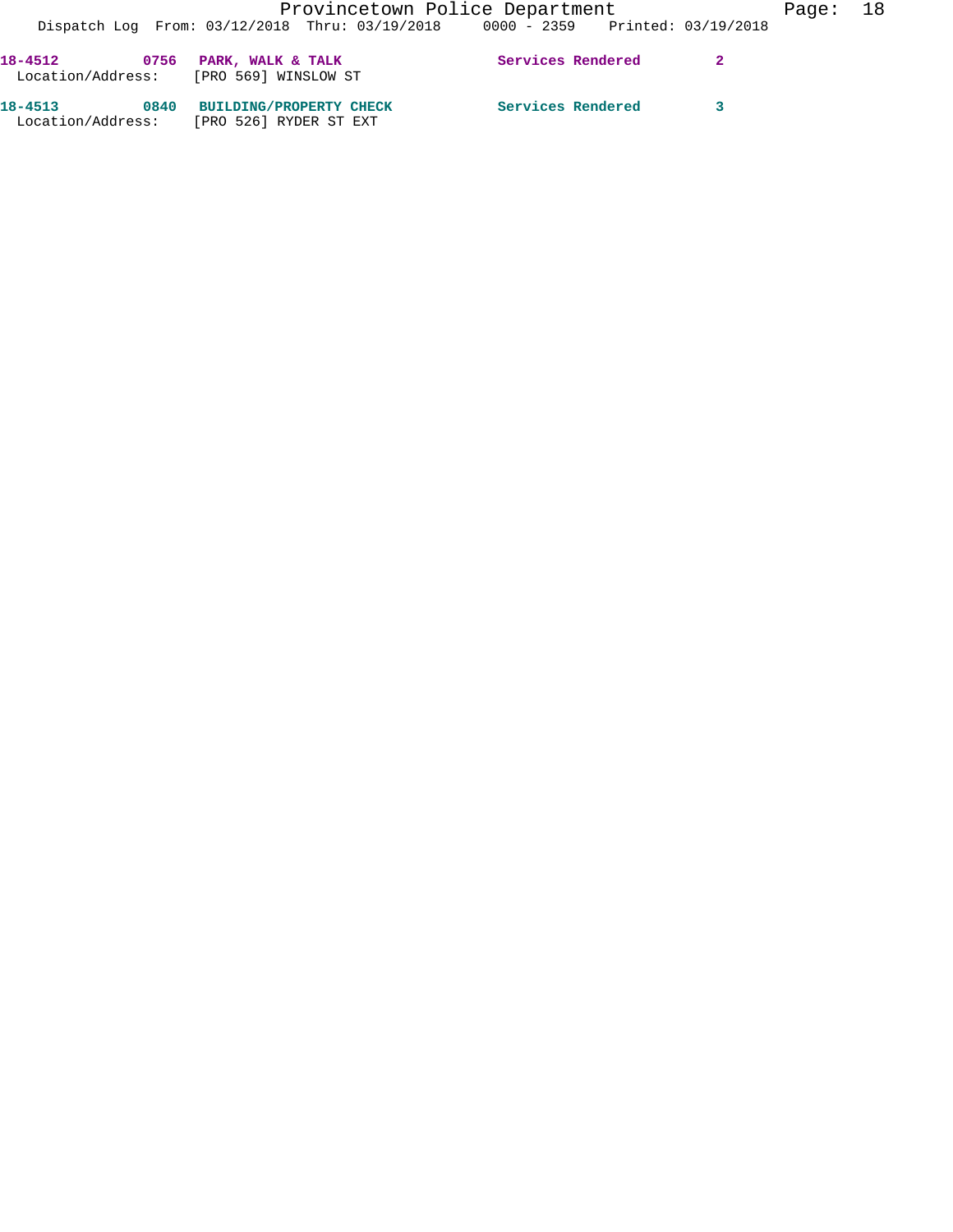18-4512 0756 PARK, WALK & TALK Services Rendered 2
Location/Address: [PRO 569] WINSLOW ST

18-4513 0840 BUILDING/PROPERTY CHECK Services Rendered 3
Location/Address: [PRO 526] RYDER ST EXT